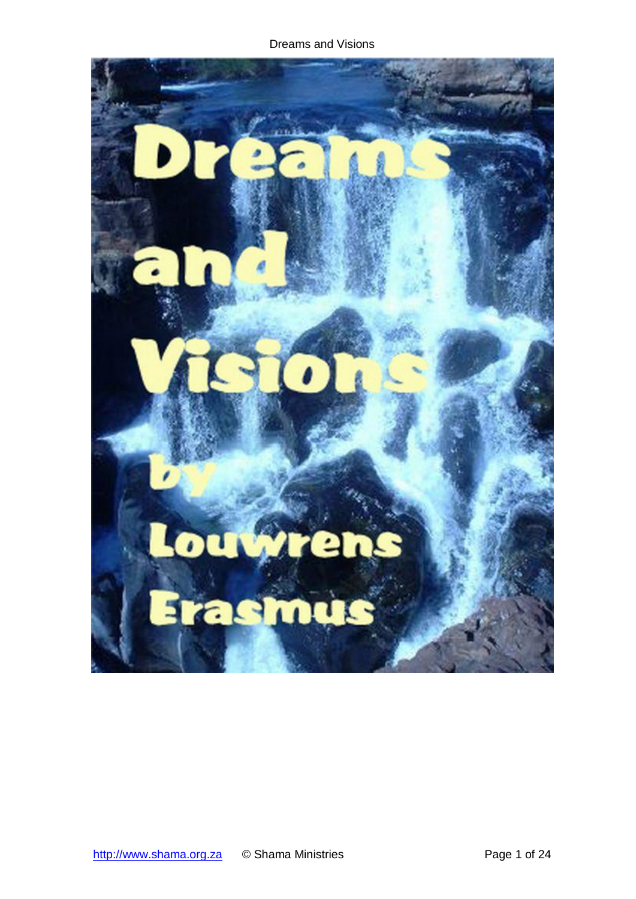# Dreams and Visions

by

Louwrens Erasmus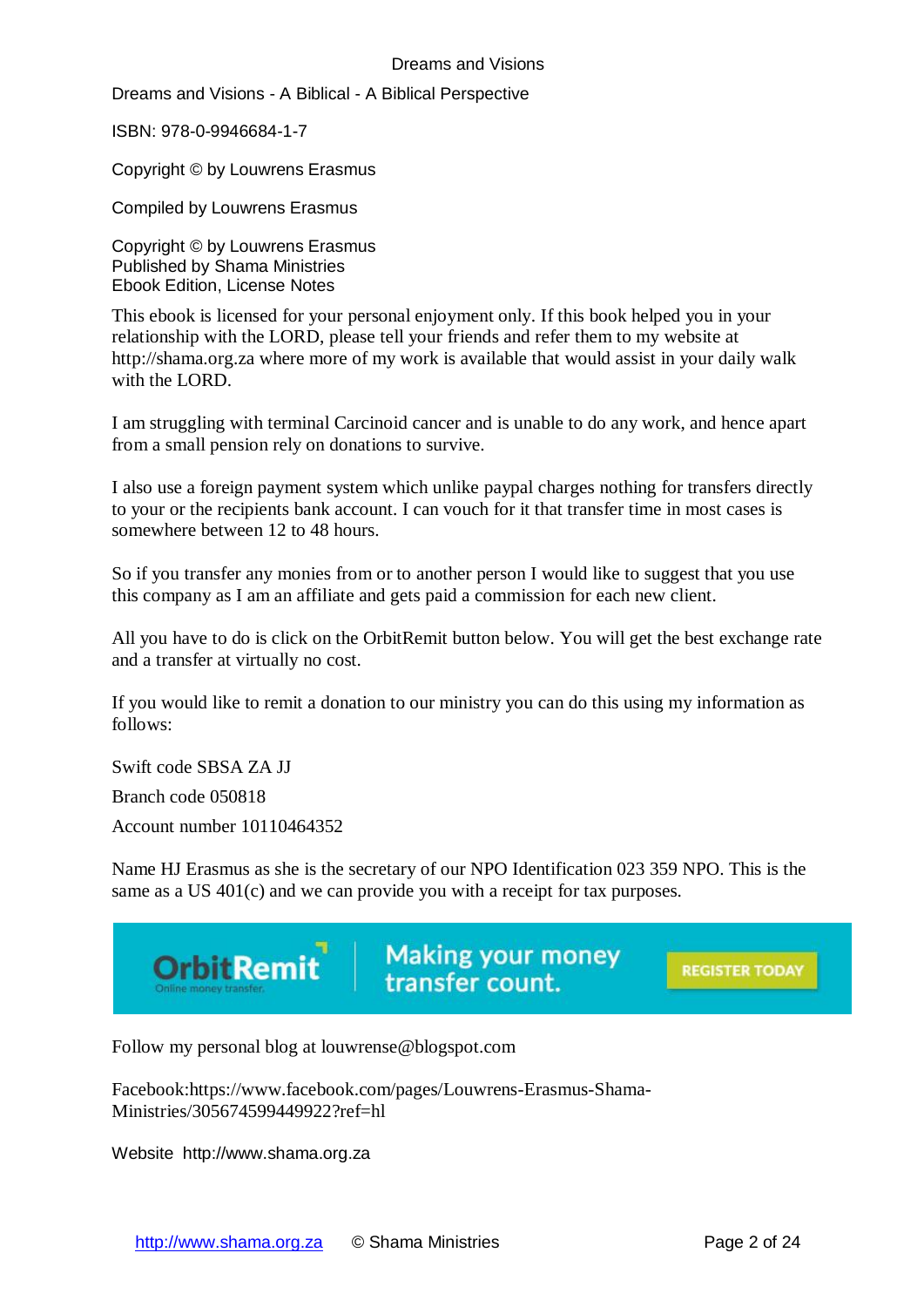Dreams and Visions - A Biblical - A Biblical Perspective

ISBN: 978-0-9946684-1-7

Copyright © by Louwrens Erasmus

Compiled by Louwrens Erasmus

Copyright © by Louwrens Erasmus
Published by Shama Ministries
Ebook Edition, License Notes

This ebook is licensed for your personal enjoyment only. If this book helped you in your relationship with the LORD, please tell your friends and refer them to my website at http://shama.org.za where more of my work is available that would assist in your daily walk with the LORD.

I am struggling with terminal Carcinoid cancer and is unable to do any work, and hence apart from a small pension rely on donations to survive.

I also use a foreign payment system which unlike paypal charges nothing for transfers directly to your or the recipients bank account. I can vouch for it that transfer time in most cases is somewhere between 12 to 48 hours.

So if you transfer any monies from or to another person I would like to suggest that you use this company as I am an affiliate and gets paid a commission for each new client.

All you have to do is click on the OrbitRemit button below. You will get the best exchange rate and a transfer at virtually no cost.

If you would like to remit a donation to our ministry you can do this using my information as follows:

Swift code SBSA ZA JJ

Branch code 050818

Account number 10110464352

Name HJ Erasmus as she is the secretary of our NPO Identification 023 359 NPO. This is the same as a US 401(c) and we can provide you with a receipt for tax purposes.

OrbitRemit — Online money transfer. Making your money transfer count. REGISTER TODAY

Follow my personal blog at louwrense@blogspot.com

Facebook:https://www.facebook.com/pages/Louwrens-Erasmus-Shama-Ministries/305674599449922?ref=hl

Website http://www.shama.org.za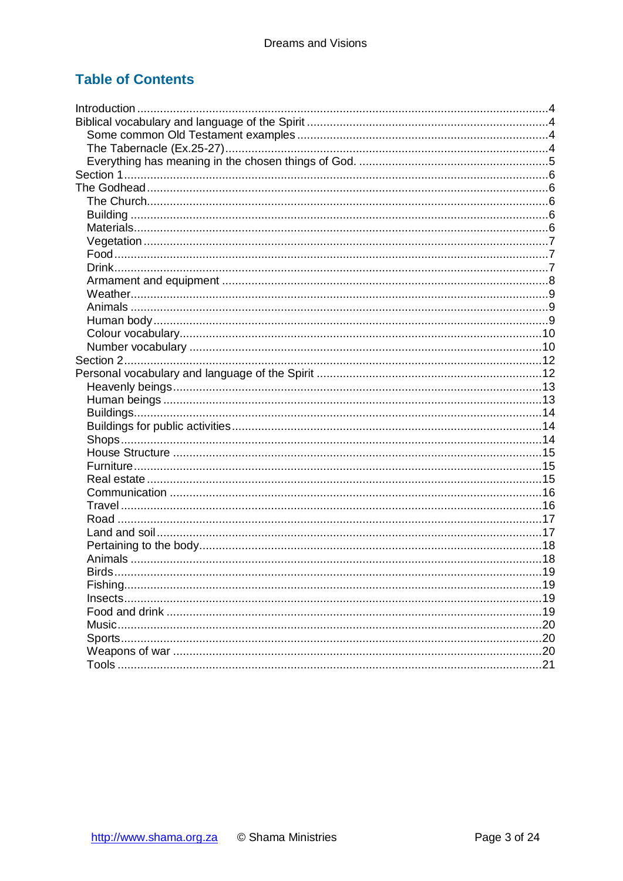## Table of Contents

- Introduction ..... 4
- Biblical vocabulary and language of the Spirit ..... 4
  - Some common Old Testament examples ..... 4
  - The Tabernacle (Ex.25-27) ..... 4
  - Everything has meaning in the chosen things of God. ..... 5
- Section 1 ..... 6
- The Godhead ..... 6
  - The Church ..... 6
  - Building ..... 6
  - Materials ..... 6
  - Vegetation ..... 7
  - Food ..... 7
  - Drink ..... 7
  - Armament and equipment ..... 8
  - Weather ..... 9
  - Animals ..... 9
  - Human body ..... 9
  - Colour vocabulary ..... 10
  - Number vocabulary ..... 10
- Section 2 ..... 12
- Personal vocabulary and language of the Spirit ..... 12
  - Heavenly beings ..... 13
  - Human beings ..... 13
  - Buildings ..... 14
  - Buildings for public activities ..... 14
  - Shops ..... 14
  - House Structure ..... 15
  - Furniture ..... 15
  - Real estate ..... 15
  - Communication ..... 16
  - Travel ..... 16
  - Road ..... 17
  - Land and soil ..... 17
  - Pertaining to the body ..... 18
  - Animals ..... 18
  - Birds ..... 19
  - Fishing ..... 19
  - Insects ..... 19
  - Food and drink ..... 19
  - Music ..... 20
  - Sports ..... 20
  - Weapons of war ..... 20
  - Tools ..... 21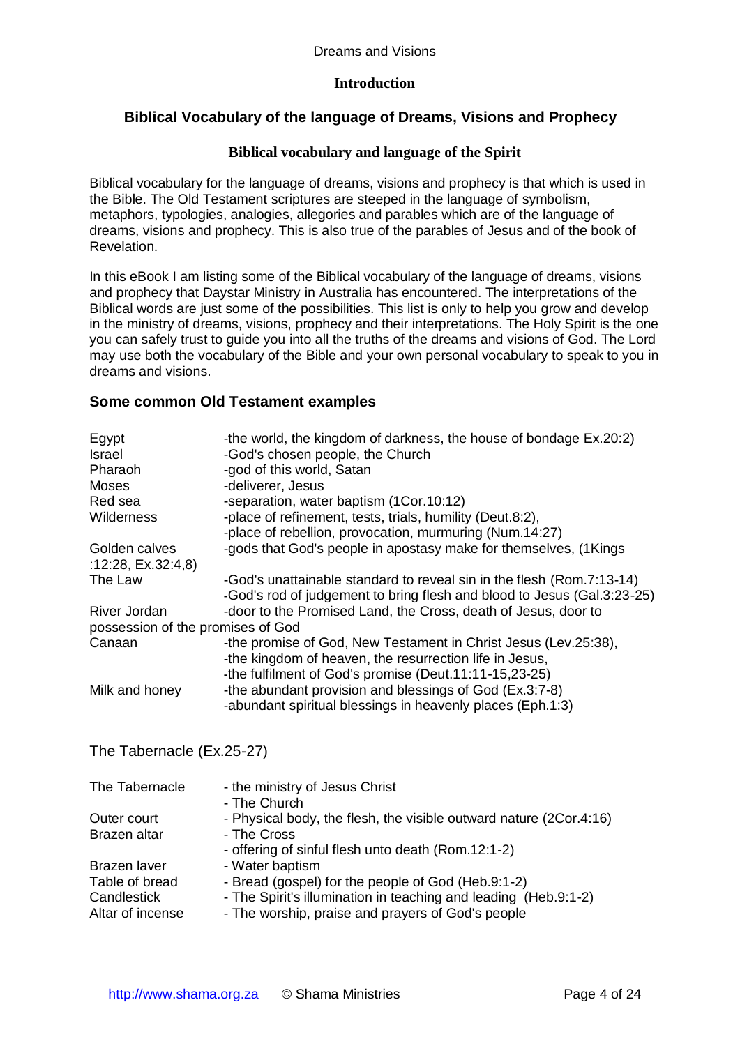### Introduction

## Biblical Vocabulary of the language of Dreams, Visions and Prophecy

### Biblical vocabulary and language of the Spirit

Biblical vocabulary for the language of dreams, visions and prophecy is that which is used in the Bible. The Old Testament scriptures are steeped in the language of symbolism, metaphors, typologies, analogies, allegories and parables which are of the language of dreams, visions and prophecy. This is also true of the parables of Jesus and of the book of Revelation.

In this eBook I am listing some of the Biblical vocabulary of the language of dreams, visions and prophecy that Daystar Ministry in Australia has encountered. The interpretations of the Biblical words are just some of the possibilities. This list is only to help you grow and develop in the ministry of dreams, visions, prophecy and their interpretations. The Holy Spirit is the one you can safely trust to guide you into all the truths of the dreams and visions of God. The Lord may use both the vocabulary of the Bible and your own personal vocabulary to speak to you in dreams and visions.

### Some common Old Testament examples

| | |
|---|---|
| Egypt | -the world, the kingdom of darkness, the house of bondage Ex.20:2) |
| Israel | -God's chosen people, the Church |
| Pharaoh | -god of this world, Satan |
| Moses | -deliverer, Jesus |
| Red sea | -separation, water baptism (1Cor.10:12) |
| Wilderness | -place of refinement, tests, trials, humility (Deut.8:2),<br>-place of rebellion, provocation, murmuring (Num.14:27) |
| Golden calves | -gods that God's people in apostasy make for themselves, (1Kings :12:28, Ex.32:4,8) |
| The Law | -God's unattainable standard to reveal sin in the flesh (Rom.7:13-14)<br>-God's rod of judgement to bring flesh and blood to Jesus (Gal.3:23-25) |
| River Jordan | -door to the Promised Land, the Cross, death of Jesus, door to possession of the promises of God |
| Canaan | -the promise of God, New Testament in Christ Jesus (Lev.25:38),<br>-the kingdom of heaven, the resurrection life in Jesus,<br>-the fulfilment of God's promise (Deut.11:11-15,23-25) |
| Milk and honey | -the abundant provision and blessings of God (Ex.3:7-8)<br>-abundant spiritual blessings in heavenly places (Eph.1:3) |

The Tabernacle (Ex.25-27)

| | |
|---|---|
| The Tabernacle | - the ministry of Jesus Christ<br>- The Church |
| Outer court | - Physical body, the flesh, the visible outward nature (2Cor.4:16) |
| Brazen altar | - The Cross<br>- offering of sinful flesh unto death (Rom.12:1-2) |
| Brazen laver | - Water baptism |
| Table of bread | - Bread (gospel) for the people of God (Heb.9:1-2) |
| Candlestick | - The Spirit's illumination in teaching and leading (Heb.9:1-2) |
| Altar of incense | - The worship, praise and prayers of God's people |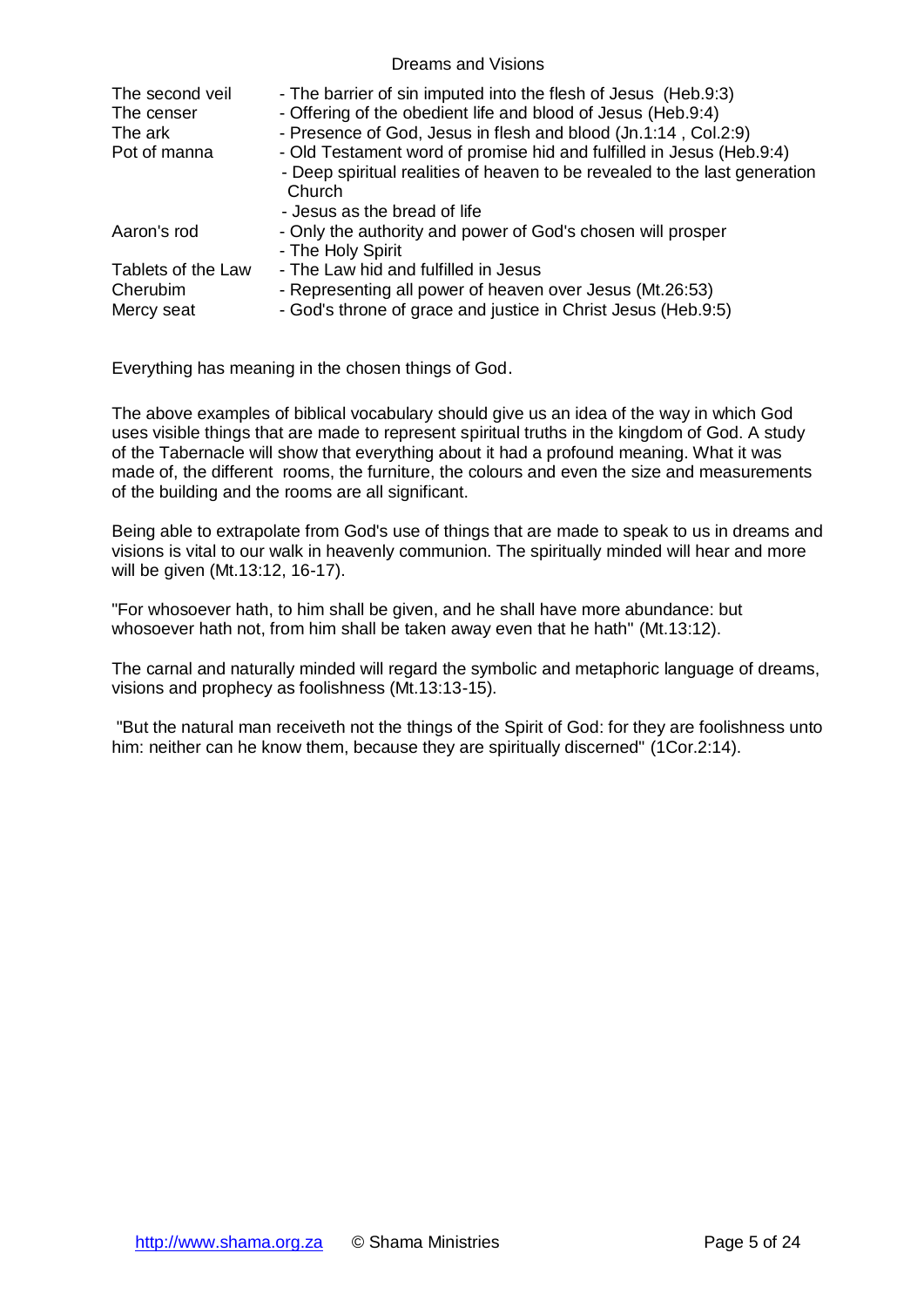| | |
|---|---|
| The second veil | - The barrier of sin imputed into the flesh of Jesus (Heb.9:3) |
| The censer | - Offering of the obedient life and blood of Jesus (Heb.9:4) |
| The ark | - Presence of God, Jesus in flesh and blood (Jn.1:14 , Col.2:9) |
| Pot of manna | - Old Testament word of promise hid and fulfilled in Jesus (Heb.9:4)<br>- Deep spiritual realities of heaven to be revealed to the last generation Church<br>- Jesus as the bread of life |
| Aaron's rod | - Only the authority and power of God's chosen will prosper<br>- The Holy Spirit |
| Tablets of the Law | - The Law hid and fulfilled in Jesus |
| Cherubim | - Representing all power of heaven over Jesus (Mt.26:53) |
| Mercy seat | - God's throne of grace and justice in Christ Jesus (Heb.9:5) |

Everything has meaning in the chosen things of God.

The above examples of biblical vocabulary should give us an idea of the way in which God uses visible things that are made to represent spiritual truths in the kingdom of God. A study of the Tabernacle will show that everything about it had a profound meaning. What it was made of, the different rooms, the furniture, the colours and even the size and measurements of the building and the rooms are all significant.

Being able to extrapolate from God's use of things that are made to speak to us in dreams and visions is vital to our walk in heavenly communion. The spiritually minded will hear and more will be given (Mt.13:12, 16-17).

"For whosoever hath, to him shall be given, and he shall have more abundance: but whosoever hath not, from him shall be taken away even that he hath" (Mt.13:12).

The carnal and naturally minded will regard the symbolic and metaphoric language of dreams, visions and prophecy as foolishness (Mt.13:13-15).

"But the natural man receiveth not the things of the Spirit of God: for they are foolishness unto him: neither can he know them, because they are spiritually discerned" (1Cor.2:14).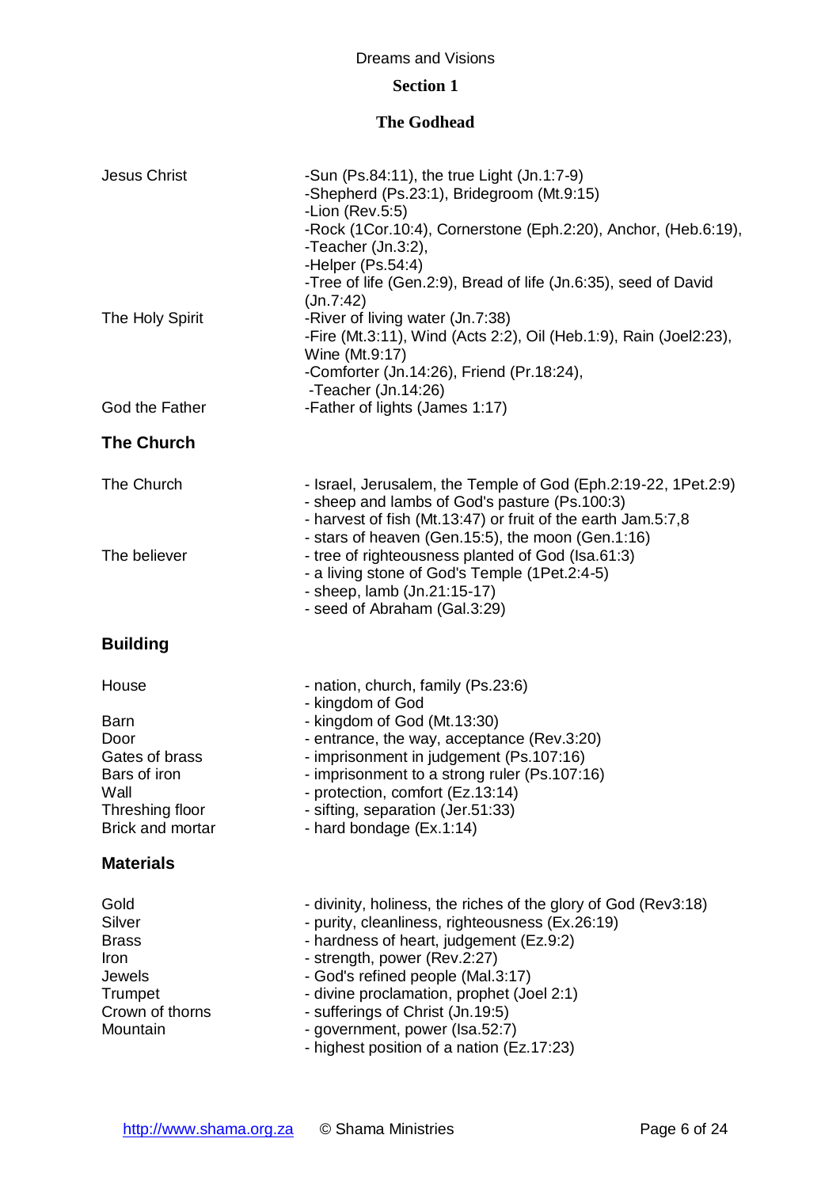## Section 1

### The Godhead

| | |
|---|---|
| Jesus Christ | -Sun (Ps.84:11), the true Light (Jn.1:7-9)<br>-Shepherd (Ps.23:1), Bridegroom (Mt.9:15)<br>-Lion (Rev.5:5)<br>-Rock (1Cor.10:4), Cornerstone (Eph.2:20), Anchor, (Heb.6:19),<br>-Teacher (Jn.3:2),<br>-Helper (Ps.54:4)<br>-Tree of life (Gen.2:9), Bread of life (Jn.6:35), seed of David (Jn.7:42) |
| The Holy Spirit | -River of living water (Jn.7:38)<br>-Fire (Mt.3:11), Wind (Acts 2:2), Oil (Heb.1:9), Rain (Joel2:23), Wine (Mt.9:17)<br>-Comforter (Jn.14:26), Friend (Pr.18:24),<br>-Teacher (Jn.14:26) |
| God the Father | -Father of lights (James 1:17) |

### The Church

| | |
|---|---|
| The Church | - Israel, Jerusalem, the Temple of God (Eph.2:19-22, 1Pet.2:9)<br>- sheep and lambs of God's pasture (Ps.100:3)<br>- harvest of fish (Mt.13:47) or fruit of the earth Jam.5:7,8<br>- stars of heaven (Gen.15:5), the moon (Gen.1:16) |
| The believer | - tree of righteousness planted of God (Isa.61:3)<br>- a living stone of God's Temple (1Pet.2:4-5)<br>- sheep, lamb (Jn.21:15-17)<br>- seed of Abraham (Gal.3:29) |

### Building

| | |
|---|---|
| House | - nation, church, family (Ps.23:6)<br>- kingdom of God |
| Barn | - kingdom of God (Mt.13:30) |
| Door | - entrance, the way, acceptance (Rev.3:20) |
| Gates of brass | - imprisonment in judgement (Ps.107:16) |
| Bars of iron | - imprisonment to a strong ruler (Ps.107:16) |
| Wall | - protection, comfort (Ez.13:14) |
| Threshing floor | - sifting, separation (Jer.51:33) |
| Brick and mortar | - hard bondage (Ex.1:14) |

### Materials

| | |
|---|---|
| Gold | - divinity, holiness, the riches of the glory of God (Rev3:18) |
| Silver | - purity, cleanliness, righteousness (Ex.26:19) |
| Brass | - hardness of heart, judgement (Ez.9:2) |
| Iron | - strength, power (Rev.2:27) |
| Jewels | - God's refined people (Mal.3:17) |
| Trumpet | - divine proclamation, prophet (Joel 2:1) |
| Crown of thorns | - sufferings of Christ (Jn.19:5) |
| Mountain | - government, power (Isa.52:7)<br>- highest position of a nation (Ez.17:23) |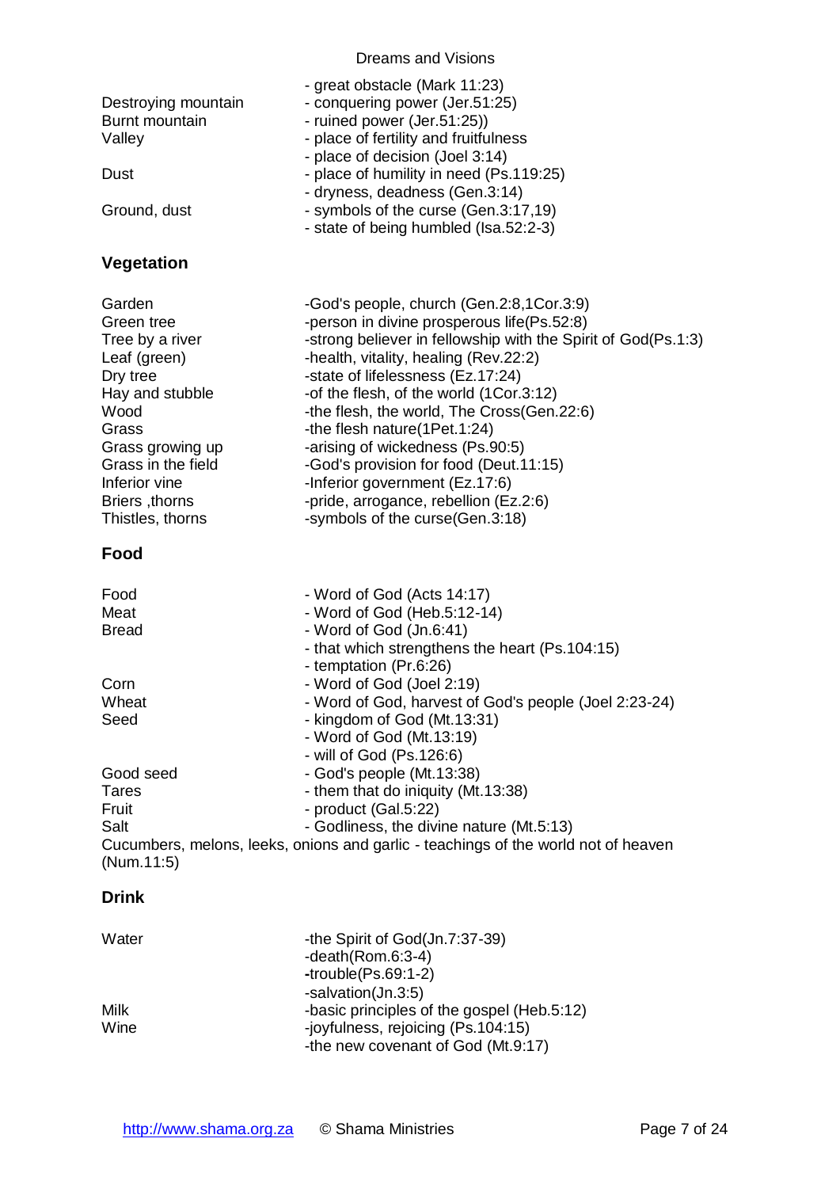| | |
|---|---|
| | - great obstacle (Mark 11:23) |
| Destroying mountain | - conquering power (Jer.51:25) |
| Burnt mountain | - ruined power (Jer.51:25)) |
| Valley | - place of fertility and fruitfulness |
| | - place of decision (Joel 3:14) |
| Dust | - place of humility in need (Ps.119:25) |
| | - dryness, deadness (Gen.3:14) |
| Ground, dust | - symbols of the curse (Gen.3:17,19) |
| | - state of being humbled (Isa.52:2-3) |

## Vegetation

| | |
|---|---|
| Garden | -God's people, church (Gen.2:8,1Cor.3:9) |
| Green tree | -person in divine prosperous life(Ps.52:8) |
| Tree by a river | -strong believer in fellowship with the Spirit of God(Ps.1:3) |
| Leaf (green) | -health, vitality, healing (Rev.22:2) |
| Dry tree | -state of lifelessness (Ez.17:24) |
| Hay and stubble | -of the flesh, of the world (1Cor.3:12) |
| Wood | -the flesh, the world, The Cross(Gen.22:6) |
| Grass | -the flesh nature(1Pet.1:24) |
| Grass growing up | -arising of wickedness (Ps.90:5) |
| Grass in the field | -God's provision for food (Deut.11:15) |
| Inferior vine | -Inferior government (Ez.17:6) |
| Briers ,thorns | -pride, arrogance, rebellion (Ez.2:6) |
| Thistles, thorns | -symbols of the curse(Gen.3:18) |

## Food

| | |
|---|---|
| Food | - Word of God (Acts 14:17) |
| Meat | - Word of God (Heb.5:12-14) |
| Bread | - Word of God (Jn.6:41) |
| | - that which strengthens the heart (Ps.104:15) |
| | - temptation (Pr.6:26) |
| Corn | - Word of God (Joel 2:19) |
| Wheat | - Word of God, harvest of God's people (Joel 2:23-24) |
| Seed | - kingdom of God (Mt.13:31) |
| | - Word of God (Mt.13:19) |
| | - will of God (Ps.126:6) |
| Good seed | - God's people (Mt.13:38) |
| Tares | - them that do iniquity (Mt.13:38) |
| Fruit | - product (Gal.5:22) |
| Salt | - Godliness, the divine nature (Mt.5:13) |

Cucumbers, melons, leeks, onions and garlic - teachings of the world not of heaven (Num.11:5)

## Drink

| | |
|---|---|
| Water | -the Spirit of God(Jn.7:37-39) |
| | -death(Rom.6:3-4) |
| | -trouble(Ps.69:1-2) |
| | -salvation(Jn.3:5) |
| Milk | -basic principles of the gospel (Heb.5:12) |
| Wine | -joyfulness, rejoicing (Ps.104:15) |
| | -the new covenant of God (Mt.9:17) |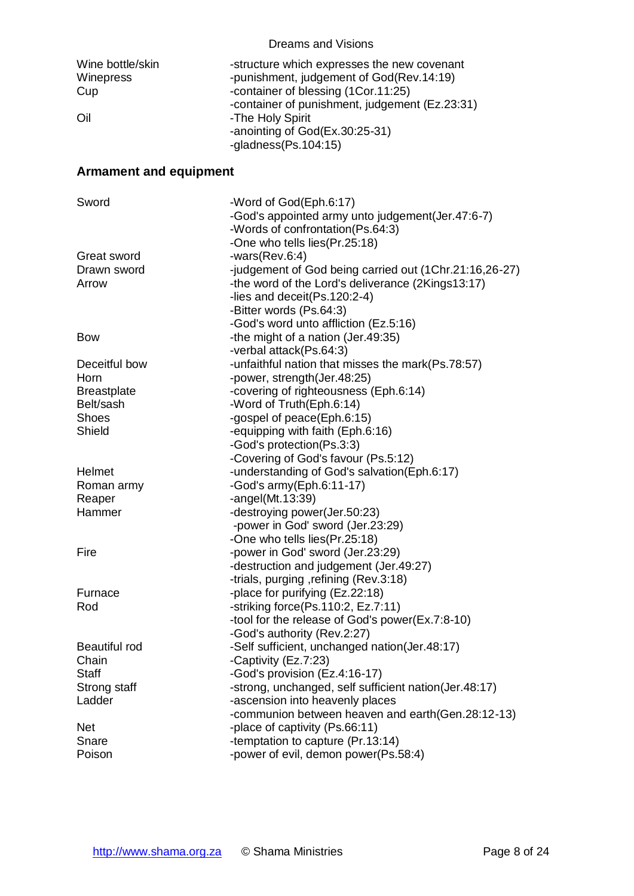| | |
|---|---|
| Wine bottle/skin | -structure which expresses the new covenant |
| Winepress | -punishment, judgement of God(Rev.14:19) |
| Cup | -container of blessing (1Cor.11:25) |
| | -container of punishment, judgement (Ez.23:31) |
| Oil | -The Holy Spirit |
| | -anointing of God(Ex.30:25-31) |
| | -gladness(Ps.104:15) |

## Armament and equipment

| | |
|---|---|
| Sword | -Word of God(Eph.6:17) |
| | -God's appointed army unto judgement(Jer.47:6-7) |
| | -Words of confrontation(Ps.64:3) |
| | -One who tells lies(Pr.25:18) |
| Great sword | -wars(Rev.6:4) |
| Drawn sword | -judgement of God being carried out (1Chr.21:16,26-27) |
| Arrow | -the word of the Lord's deliverance (2Kings13:17) |
| | -lies and deceit(Ps.120:2-4) |
| | -Bitter words (Ps.64:3) |
| | -God's word unto affliction (Ez.5:16) |
| Bow | -the might of a nation (Jer.49:35) |
| | -verbal attack(Ps.64:3) |
| Deceitful bow | -unfaithful nation that misses the mark(Ps.78:57) |
| Horn | -power, strength(Jer.48:25) |
| Breastplate | -covering of righteousness (Eph.6:14) |
| Belt/sash | -Word of Truth(Eph.6:14) |
| Shoes | -gospel of peace(Eph.6:15) |
| Shield | -equipping with faith (Eph.6:16) |
| | -God's protection(Ps.3:3) |
| | -Covering of God's favour (Ps.5:12) |
| Helmet | -understanding of God's salvation(Eph.6:17) |
| Roman army | -God's army(Eph.6:11-17) |
| Reaper | -angel(Mt.13:39) |
| Hammer | -destroying power(Jer.50:23) |
| | -power in God' sword (Jer.23:29) |
| | -One who tells lies(Pr.25:18) |
| Fire | -power in God' sword (Jer.23:29) |
| | -destruction and judgement (Jer.49:27) |
| | -trials, purging ,refining (Rev.3:18) |
| Furnace | -place for purifying (Ez.22:18) |
| Rod | -striking force(Ps.110:2, Ez.7:11) |
| | -tool for the release of God's power(Ex.7:8-10) |
| | -God's authority (Rev.2:27) |
| Beautiful rod | -Self sufficient, unchanged nation(Jer.48:17) |
| Chain | -Captivity (Ez.7:23) |
| Staff | -God's provision (Ez.4:16-17) |
| Strong staff | -strong, unchanged, self sufficient nation(Jer.48:17) |
| Ladder | -ascension into heavenly places |
| | -communion between heaven and earth(Gen.28:12-13) |
| Net | -place of captivity (Ps.66:11) |
| Snare | -temptation to capture (Pr.13:14) |
| Poison | -power of evil, demon power(Ps.58:4) |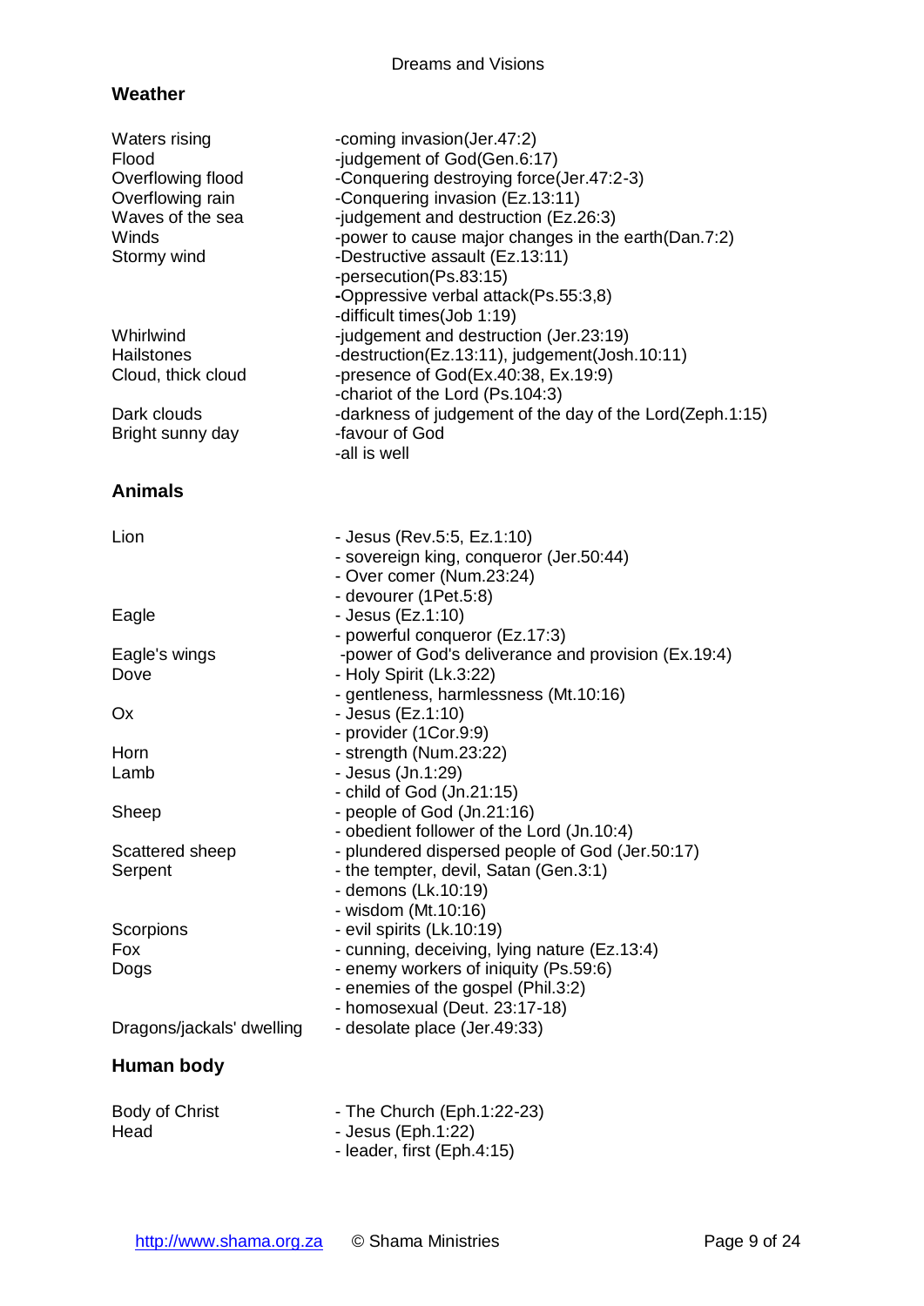## Weather

| | |
|---|---|
| Waters rising | -coming invasion(Jer.47:2) |
| Flood | -judgement of God(Gen.6:17) |
| Overflowing flood | -Conquering destroying force(Jer.47:2-3) |
| Overflowing rain | -Conquering invasion (Ez.13:11) |
| Waves of the sea | -judgement and destruction (Ez.26:3) |
| Winds | -power to cause major changes in the earth(Dan.7:2) |
| Stormy wind | -Destructive assault (Ez.13:11)<br>-persecution(Ps.83:15)<br>-Oppressive verbal attack(Ps.55:3,8)<br>-difficult times(Job 1:19) |
| Whirlwind | -judgement and destruction (Jer.23:19) |
| Hailstones | -destruction(Ez.13:11), judgement(Josh.10:11) |
| Cloud, thick cloud | -presence of God(Ex.40:38, Ex.19:9)<br>-chariot of the Lord (Ps.104:3) |
| Dark clouds | -darkness of judgement of the day of the Lord(Zeph.1:15) |
| Bright sunny day | -favour of God<br>-all is well |

## Animals

| | |
|---|---|
| Lion | - Jesus (Rev.5:5, Ez.1:10)<br>- sovereign king, conqueror (Jer.50:44)<br>- Over comer (Num.23:24)<br>- devourer (1Pet.5:8) |
| Eagle | - Jesus (Ez.1:10)<br>- powerful conqueror (Ez.17:3) |
| Eagle's wings | -power of God's deliverance and provision (Ex.19:4) |
| Dove | - Holy Spirit (Lk.3:22)<br>- gentleness, harmlessness (Mt.10:16) |
| Ox | - Jesus (Ez.1:10)<br>- provider (1Cor.9:9) |
| Horn | - strength (Num.23:22) |
| Lamb | - Jesus (Jn.1:29)<br>- child of God (Jn.21:15) |
| Sheep | - people of God (Jn.21:16)<br>- obedient follower of the Lord (Jn.10:4) |
| Scattered sheep | - plundered dispersed people of God (Jer.50:17) |
| Serpent | - the tempter, devil, Satan (Gen.3:1)<br>- demons (Lk.10:19)<br>- wisdom (Mt.10:16) |
| Scorpions | - evil spirits (Lk.10:19) |
| Fox | - cunning, deceiving, lying nature (Ez.13:4) |
| Dogs | - enemy workers of iniquity (Ps.59:6)<br>- enemies of the gospel (Phil.3:2)<br>- homosexual (Deut. 23:17-18) |
| Dragons/jackals' dwelling | - desolate place (Jer.49:33) |

## Human body

| | |
|---|---|
| Body of Christ | - The Church (Eph.1:22-23) |
| Head | - Jesus (Eph.1:22)<br>- leader, first (Eph.4:15) |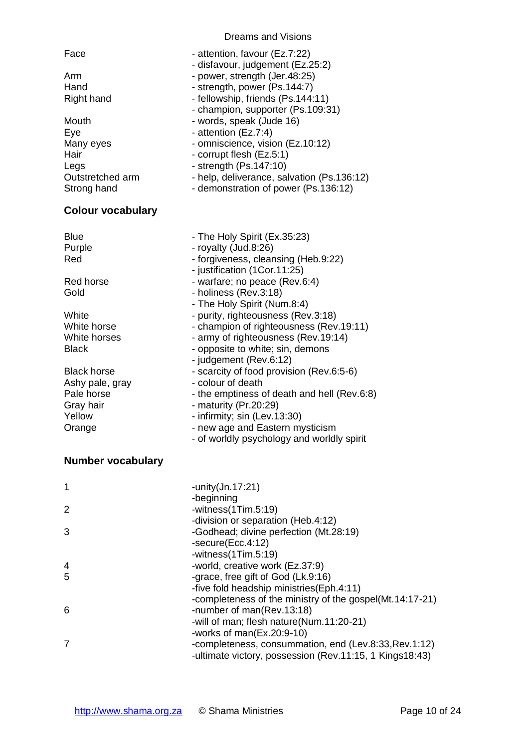| | |
|---|---|
| Face | - attention, favour (Ez.7:22) |
| | - disfavour, judgement (Ez.25:2) |
| Arm | - power, strength (Jer.48:25) |
| Hand | - strength, power (Ps.144:7) |
| Right hand | - fellowship, friends (Ps.144:11) |
| | - champion, supporter (Ps.109:31) |
| Mouth | - words, speak (Jude 16) |
| Eye | - attention (Ez.7:4) |
| Many eyes | - omniscience, vision (Ez.10:12) |
| Hair | - corrupt flesh (Ez.5:1) |
| Legs | - strength (Ps.147:10) |
| Outstretched arm | - help, deliverance, salvation (Ps.136:12) |
| Strong hand | - demonstration of power (Ps.136:12) |

## Colour vocabulary

| | |
|---|---|
| Blue | - The Holy Spirit (Ex.35:23) |
| Purple | - royalty (Jud.8:26) |
| Red | - forgiveness, cleansing (Heb.9:22) |
| | - justification (1Cor.11:25) |
| Red horse | - warfare; no peace (Rev.6:4) |
| Gold | - holiness (Rev.3:18) |
| | - The Holy Spirit (Num.8:4) |
| White | - purity, righteousness (Rev.3:18) |
| White horse | - champion of righteousness (Rev.19:11) |
| White horses | - army of righteousness (Rev.19:14) |
| Black | - opposite to white; sin, demons |
| | - judgement (Rev.6:12) |
| Black horse | - scarcity of food provision (Rev.6:5-6) |
| Ashy pale, gray | - colour of death |
| Pale horse | - the emptiness of death and hell (Rev.6:8) |
| Gray hair | - maturity (Pr.20:29) |
| Yellow | - infirmity; sin (Lev.13:30) |
| Orange | - new age and Eastern mysticism |
| | - of worldly psychology and worldly spirit |

## Number vocabulary

| | |
|---|---|
| 1 | -unity(Jn.17:21) |
| | -beginning |
| 2 | -witness(1Tim.5:19) |
| | -division or separation (Heb.4:12) |
| 3 | -Godhead; divine perfection (Mt.28:19) |
| | -secure(Ecc.4:12) |
| | -witness(1Tim.5:19) |
| 4 | -world, creative work (Ez.37:9) |
| 5 | -grace, free gift of God (Lk.9:16) |
| | -five fold headship ministries(Eph.4:11) |
| | -completeness of the ministry of the gospel(Mt.14:17-21) |
| 6 | -number of man(Rev.13:18) |
| | -will of man; flesh nature(Num.11:20-21) |
| | -works of man(Ex.20:9-10) |
| 7 | -completeness, consummation, end (Lev.8:33,Rev.1:12) |
| | -ultimate victory, possession (Rev.11:15, 1 Kings18:43) |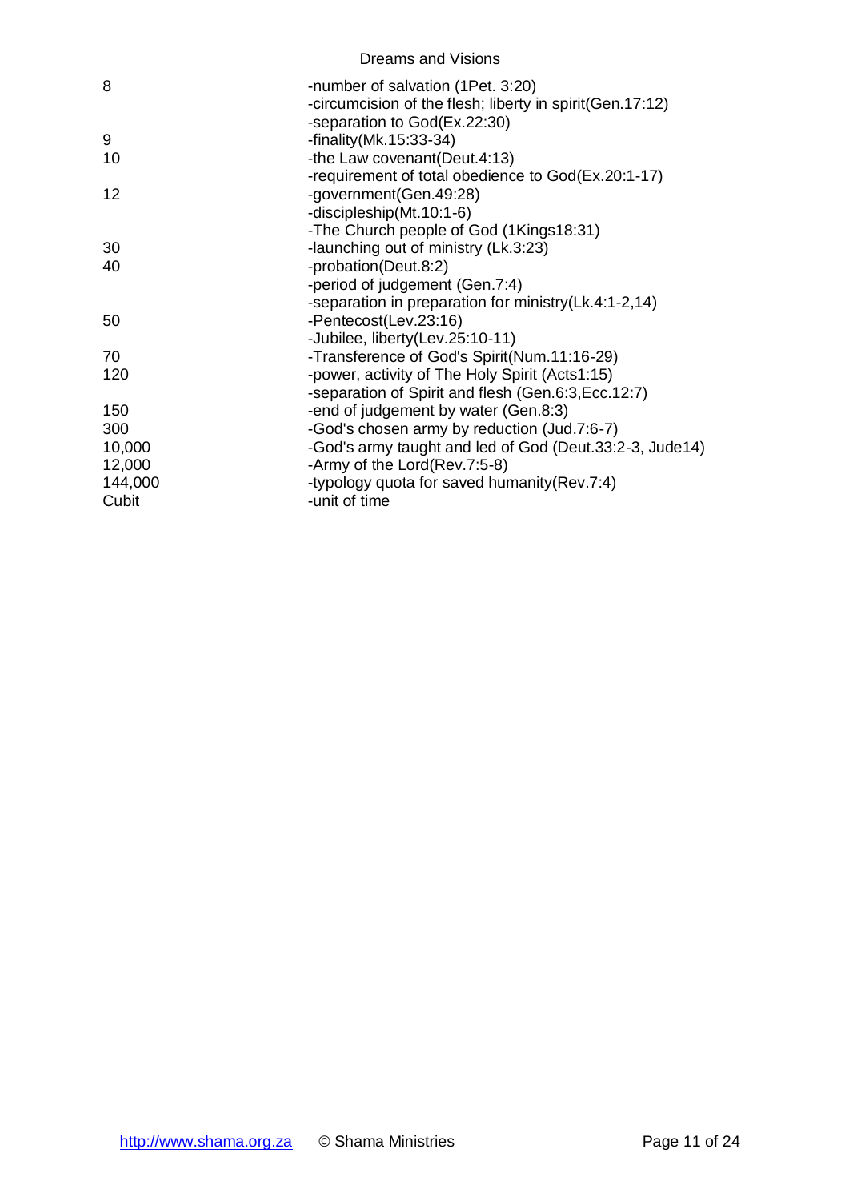| | |
|---|---|
| 8 | -number of salvation (1Pet. 3:20) |
| | -circumcision of the flesh; liberty in spirit(Gen.17:12) |
| | -separation to God(Ex.22:30) |
| 9 | -finality(Mk.15:33-34) |
| 10 | -the Law covenant(Deut.4:13) |
| | -requirement of total obedience to God(Ex.20:1-17) |
| 12 | -government(Gen.49:28) |
| | -discipleship(Mt.10:1-6) |
| | -The Church people of God (1Kings18:31) |
| 30 | -launching out of ministry (Lk.3:23) |
| 40 | -probation(Deut.8:2) |
| | -period of judgement (Gen.7:4) |
| | -separation in preparation for ministry(Lk.4:1-2,14) |
| 50 | -Pentecost(Lev.23:16) |
| | -Jubilee, liberty(Lev.25:10-11) |
| 70 | -Transference of God's Spirit(Num.11:16-29) |
| 120 | -power, activity of The Holy Spirit (Acts1:15) |
| | -separation of Spirit and flesh (Gen.6:3,Ecc.12:7) |
| 150 | -end of judgement by water (Gen.8:3) |
| 300 | -God's chosen army by reduction (Jud.7:6-7) |
| 10,000 | -God's army taught and led of God (Deut.33:2-3, Jude14) |
| 12,000 | -Army of the Lord(Rev.7:5-8) |
| 144,000 | -typology quota for saved humanity(Rev.7:4) |
| Cubit | -unit of time |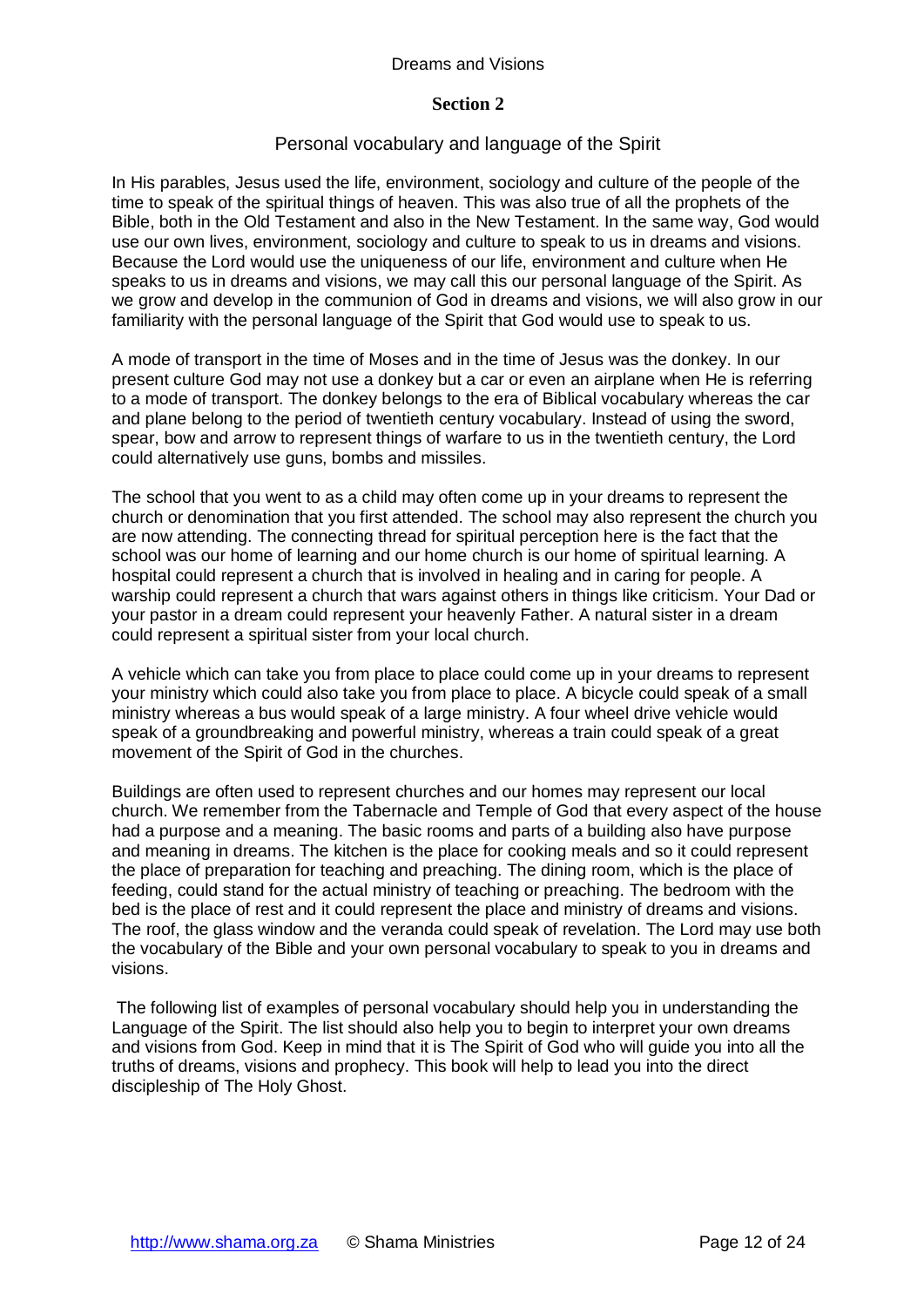## Section 2

### Personal vocabulary and language of the Spirit

In His parables, Jesus used the life, environment, sociology and culture of the people of the time to speak of the spiritual things of heaven. This was also true of all the prophets of the Bible, both in the Old Testament and also in the New Testament. In the same way, God would use our own lives, environment, sociology and culture to speak to us in dreams and visions. Because the Lord would use the uniqueness of our life, environment and culture when He speaks to us in dreams and visions, we may call this our personal language of the Spirit. As we grow and develop in the communion of God in dreams and visions, we will also grow in our familiarity with the personal language of the Spirit that God would use to speak to us.

A mode of transport in the time of Moses and in the time of Jesus was the donkey. In our present culture God may not use a donkey but a car or even an airplane when He is referring to a mode of transport. The donkey belongs to the era of Biblical vocabulary whereas the car and plane belong to the period of twentieth century vocabulary. Instead of using the sword, spear, bow and arrow to represent things of warfare to us in the twentieth century, the Lord could alternatively use guns, bombs and missiles.

The school that you went to as a child may often come up in your dreams to represent the church or denomination that you first attended. The school may also represent the church you are now attending. The connecting thread for spiritual perception here is the fact that the school was our home of learning and our home church is our home of spiritual learning. A hospital could represent a church that is involved in healing and in caring for people. A warship could represent a church that wars against others in things like criticism. Your Dad or your pastor in a dream could represent your heavenly Father. A natural sister in a dream could represent a spiritual sister from your local church.

A vehicle which can take you from place to place could come up in your dreams to represent your ministry which could also take you from place to place. A bicycle could speak of a small ministry whereas a bus would speak of a large ministry. A four wheel drive vehicle would speak of a groundbreaking and powerful ministry, whereas a train could speak of a great movement of the Spirit of God in the churches.

Buildings are often used to represent churches and our homes may represent our local church. We remember from the Tabernacle and Temple of God that every aspect of the house had a purpose and a meaning. The basic rooms and parts of a building also have purpose and meaning in dreams. The kitchen is the place for cooking meals and so it could represent the place of preparation for teaching and preaching. The dining room, which is the place of feeding, could stand for the actual ministry of teaching or preaching. The bedroom with the bed is the place of rest and it could represent the place and ministry of dreams and visions. The roof, the glass window and the veranda could speak of revelation. The Lord may use both the vocabulary of the Bible and your own personal vocabulary to speak to you in dreams and visions.

The following list of examples of personal vocabulary should help you in understanding the Language of the Spirit. The list should also help you to begin to interpret your own dreams and visions from God. Keep in mind that it is The Spirit of God who will guide you into all the truths of dreams, visions and prophecy. This book will help to lead you into the direct discipleship of The Holy Ghost.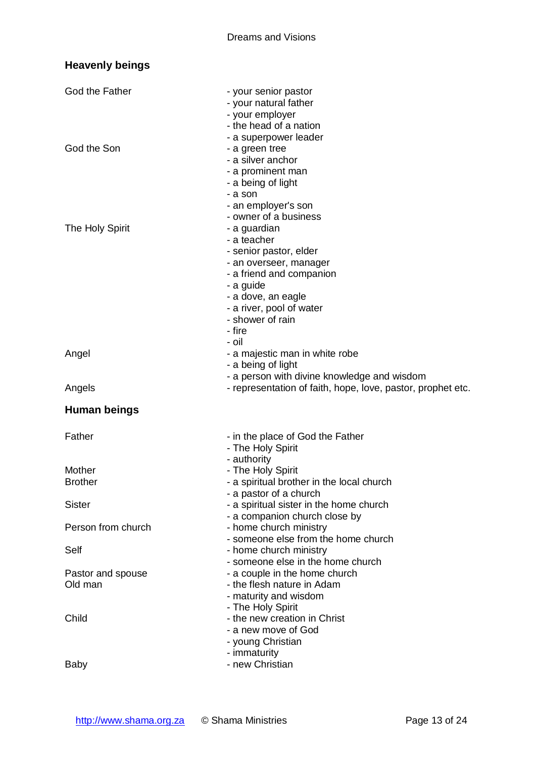## Heavenly beings

| | |
|---|---|
| God the Father | - your senior pastor<br>- your natural father<br>- your employer<br>- the head of a nation<br>- a superpower leader |
| God the Son | - a green tree<br>- a silver anchor<br>- a prominent man<br>- a being of light<br>- a son<br>- an employer's son<br>- owner of a business |
| The Holy Spirit | - a guardian<br>- a teacher<br>- senior pastor, elder<br>- an overseer, manager<br>- a friend and companion<br>- a guide<br>- a dove, an eagle<br>- a river, pool of water<br>- shower of rain<br>- fire<br>- oil |
| Angel | - a majestic man in white robe<br>- a being of light<br>- a person with divine knowledge and wisdom |
| Angels | - representation of faith, hope, love, pastor, prophet etc. |

## Human beings

| | |
|---|---|
| Father | - in the place of God the Father<br>- The Holy Spirit<br>- authority |
| Mother | - The Holy Spirit |
| Brother | - a spiritual brother in the local church<br>- a pastor of a church |
| Sister | - a spiritual sister in the home church<br>- a companion church close by |
| Person from church | - home church ministry<br>- someone else from the home church |
| Self | - home church ministry<br>- someone else in the home church |
| Pastor and spouse | - a couple in the home church |
| Old man | - the flesh nature in Adam<br>- maturity and wisdom<br>- The Holy Spirit |
| Child | - the new creation in Christ<br>- a new move of God<br>- young Christian<br>- immaturity |
| Baby | - new Christian |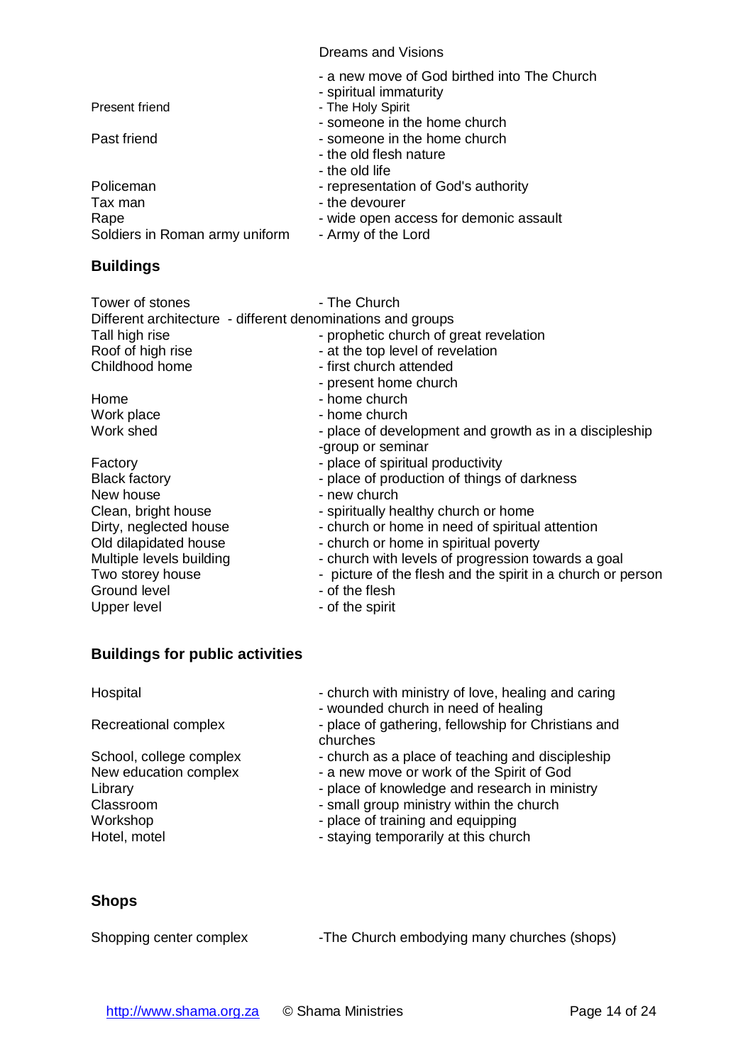Dreams and Visions

| | |
|---|---|
| | - a new move of God birthed into The Church |
| | - spiritual immaturity |
| Present friend | - The Holy Spirit |
| | - someone in the home church |
| Past friend | - someone in the home church |
| | - the old flesh nature |
| | - the old life |
| Policeman | - representation of God's authority |
| Tax man | - the devourer |
| Rape | - wide open access for demonic assault |
| Soldiers in Roman army uniform | - Army of the Lord |

**Buildings**

| | |
|---|---|
| Tower of stones | - The Church |
| Different architecture | - different denominations and groups |
| Tall high rise | - prophetic church of great revelation |
| Roof of high rise | - at the top level of revelation |
| Childhood home | - first church attended |
| | - present home church |
| Home | - home church |
| Work place | - home church |
| Work shed | - place of development and growth as in a discipleship -group or seminar |
| Factory | - place of spiritual productivity |
| Black factory | - place of production of things of darkness |
| New house | - new church |
| Clean, bright house | - spiritually healthy church or home |
| Dirty, neglected house | - church or home in need of spiritual attention |
| Old dilapidated house | - church or home in spiritual poverty |
| Multiple levels building | - church with levels of progression towards a goal |
| Two storey house | - picture of the flesh and the spirit in a church or person |
| Ground level | - of the flesh |
| Upper level | - of the spirit |

**Buildings for public activities**

| | |
|---|---|
| Hospital | - church with ministry of love, healing and caring |
| | - wounded church in need of healing |
| Recreational complex | - place of gathering, fellowship for Christians and churches |
| School, college complex | - church as a place of teaching and discipleship |
| New education complex | - a new move or work of the Spirit of God |
| Library | - place of knowledge and research in ministry |
| Classroom | - small group ministry within the church |
| Workshop | - place of training and equipping |
| Hotel, motel | - staying temporarily at this church |

**Shops**

| | |
|---|---|
| Shopping center complex | -The Church embodying many churches (shops) |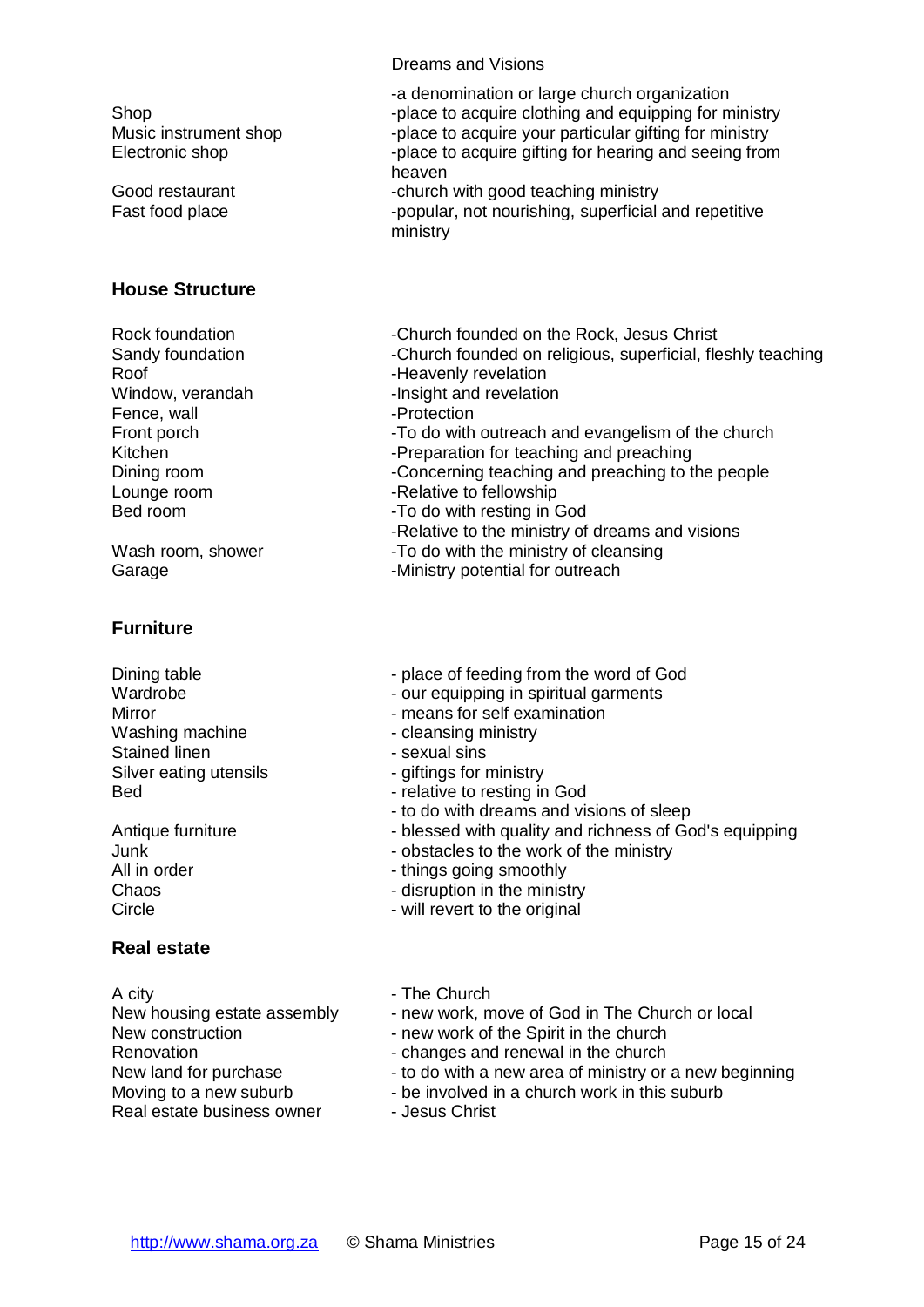Dreams and Visions

| | |
|---|---|
| | -a denomination or large church organization |
| Shop | -place to acquire clothing and equipping for ministry |
| Music instrument shop | -place to acquire your particular gifting for ministry |
| Electronic shop | -place to acquire gifting for hearing and seeing from heaven |
| Good restaurant | -church with good teaching ministry |
| Fast food place | -popular, not nourishing, superficial and repetitive ministry |

**House Structure**

| | |
|---|---|
| Rock foundation | -Church founded on the Rock, Jesus Christ |
| Sandy foundation | -Church founded on religious, superficial, fleshly teaching |
| Roof | -Heavenly revelation |
| Window, verandah | -Insight and revelation |
| Fence, wall | -Protection |
| Front porch | -To do with outreach and evangelism of the church |
| Kitchen | -Preparation for teaching and preaching |
| Dining room | -Concerning teaching and preaching to the people |
| Lounge room | -Relative to fellowship |
| Bed room | -To do with resting in God<br>-Relative to the ministry of dreams and visions |
| Wash room, shower | -To do with the ministry of cleansing |
| Garage | -Ministry potential for outreach |

**Furniture**

| | |
|---|---|
| Dining table | - place of feeding from the word of God |
| Wardrobe | - our equipping in spiritual garments |
| Mirror | - means for self examination |
| Washing machine | - cleansing ministry |
| Stained linen | - sexual sins |
| Silver eating utensils | - giftings for ministry |
| Bed | - relative to resting in God<br>- to do with dreams and visions of sleep |
| Antique furniture | - blessed with quality and richness of God's equipping |
| Junk | - obstacles to the work of the ministry |
| All in order | - things going smoothly |
| Chaos | - disruption in the ministry |
| Circle | - will revert to the original |

**Real estate**

| | |
|---|---|
| A city | - The Church |
| New housing estate assembly | - new work, move of God in The Church or local |
| New construction | - new work of the Spirit in the church |
| Renovation | - changes and renewal in the church |
| New land for purchase | - to do with a new area of ministry or a new beginning |
| Moving to a new suburb | - be involved in a church work in this suburb |
| Real estate business owner | - Jesus Christ |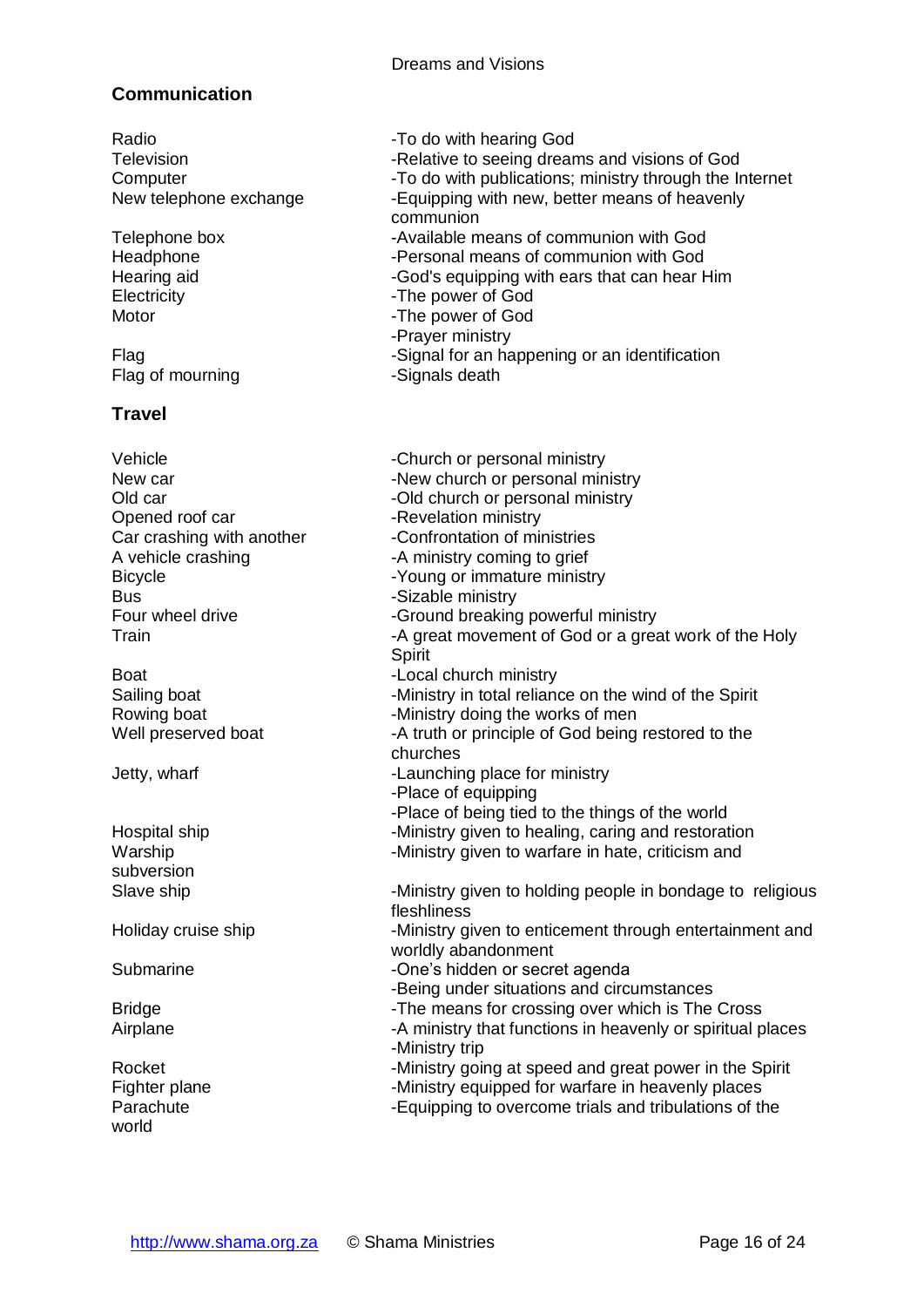## Communication

| | |
|---|---|
| Radio | -To do with hearing God |
| Television | -Relative to seeing dreams and visions of God |
| Computer | -To do with publications; ministry through the Internet |
| New telephone exchange | -Equipping with new, better means of heavenly communion |
| Telephone box | -Available means of communion with God |
| Headphone | -Personal means of communion with God |
| Hearing aid | -God's equipping with ears that can hear Him |
| Electricity | -The power of God |
| Motor | -The power of God<br>-Prayer ministry |
| Flag | -Signal for an happening or an identification |
| Flag of mourning | -Signals death |

## Travel

| | |
|---|---|
| Vehicle | -Church or personal ministry |
| New car | -New church or personal ministry |
| Old car | -Old church or personal ministry |
| Opened roof car | -Revelation ministry |
| Car crashing with another | -Confrontation of ministries |
| A vehicle crashing | -A ministry coming to grief |
| Bicycle | -Young or immature ministry |
| Bus | -Sizable ministry |
| Four wheel drive | -Ground breaking powerful ministry |
| Train | -A great movement of God or a great work of the Holy Spirit |
| Boat | -Local church ministry |
| Sailing boat | -Ministry in total reliance on the wind of the Spirit |
| Rowing boat | -Ministry doing the works of men |
| Well preserved boat | -A truth or principle of God being restored to the churches |
| Jetty, wharf | -Launching place for ministry<br>-Place of equipping<br>-Place of being tied to the things of the world |
| Hospital ship | -Ministry given to healing, caring and restoration |
| Warship | -Ministry given to warfare in hate, criticism and subversion |
| Slave ship | -Ministry given to holding people in bondage to religious fleshliness |
| Holiday cruise ship | -Ministry given to enticement through entertainment and worldly abandonment |
| Submarine | -One's hidden or secret agenda<br>-Being under situations and circumstances |
| Bridge | -The means for crossing over which is The Cross |
| Airplane | -A ministry that functions in heavenly or spiritual places<br>-Ministry trip |
| Rocket | -Ministry going at speed and great power in the Spirit |
| Fighter plane | -Ministry equipped for warfare in heavenly places |
| Parachute | -Equipping to overcome trials and tribulations of the world |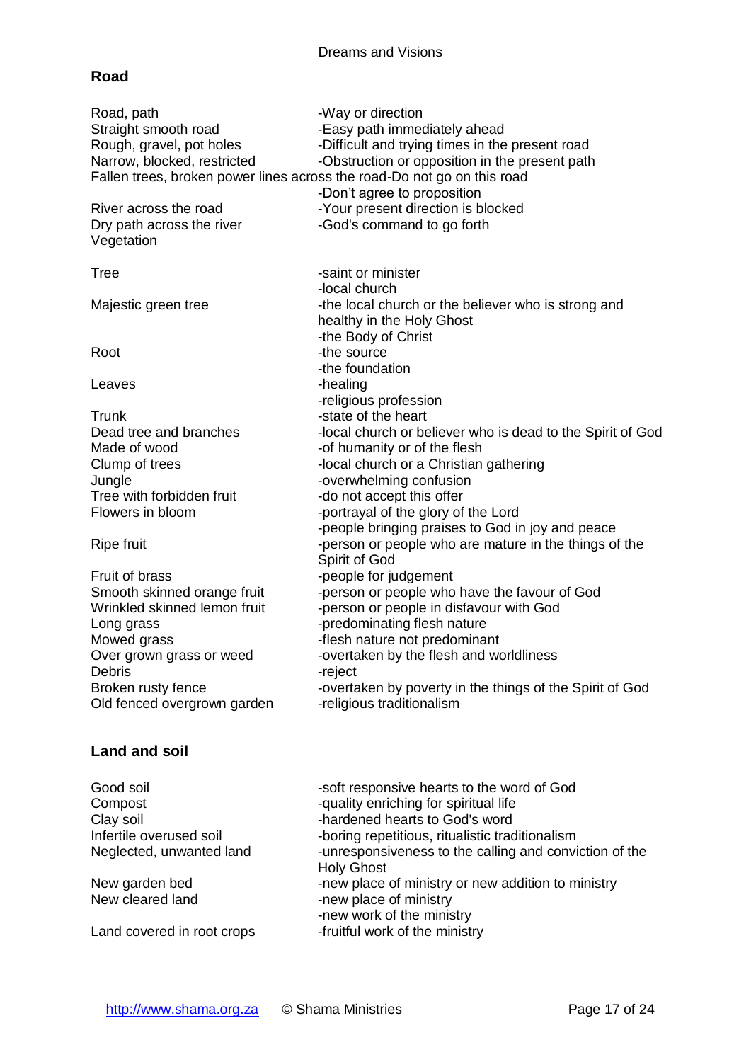## Road

| | |
|---|---|
| Road, path | -Way or direction |
| Straight smooth road | -Easy path immediately ahead |
| Rough, gravel, pot holes | -Difficult and trying times in the present road |
| Narrow, blocked, restricted | -Obstruction or opposition in the present path |
| Fallen trees, broken power lines across the road | -Do not go on this road<br>-Don't agree to proposition |
| River across the road | -Your present direction is blocked |
| Dry path across the river | -God's command to go forth |

Vegetation

| | |
|---|---|
| Tree | -saint or minister<br>-local church |
| Majestic green tree | -the local church or the believer who is strong and healthy in the Holy Ghost<br>-the Body of Christ |
| Root | -the source<br>-the foundation |
| Leaves | -healing<br>-religious profession |
| Trunk | -state of the heart |
| Dead tree and branches | -local church or believer who is dead to the Spirit of God |
| Made of wood | -of humanity or of the flesh |
| Clump of trees | -local church or a Christian gathering |
| Jungle | -overwhelming confusion |
| Tree with forbidden fruit | -do not accept this offer |
| Flowers in bloom | -portrayal of the glory of the Lord<br>-people bringing praises to God in joy and peace |
| Ripe fruit | -person or people who are mature in the things of the Spirit of God |
| Fruit of brass | -people for judgement |
| Smooth skinned orange fruit | -person or people who have the favour of God |
| Wrinkled skinned lemon fruit | -person or people in disfavour with God |
| Long grass | -predominating flesh nature |
| Mowed grass | -flesh nature not predominant |
| Over grown grass or weed | -overtaken by the flesh and worldliness |
| Debris | -reject |
| Broken rusty fence | -overtaken by poverty in the things of the Spirit of God |
| Old fenced overgrown garden | -religious traditionalism |

## Land and soil

| | |
|---|---|
| Good soil | -soft responsive hearts to the word of God |
| Compost | -quality enriching for spiritual life |
| Clay soil | -hardened hearts to God's word |
| Infertile overused soil | -boring repetitious, ritualistic traditionalism |
| Neglected, unwanted land | -unresponsiveness to the calling and conviction of the Holy Ghost |
| New garden bed | -new place of ministry or new addition to ministry |
| New cleared land | -new place of ministry<br>-new work of the ministry |
| Land covered in root crops | -fruitful work of the ministry |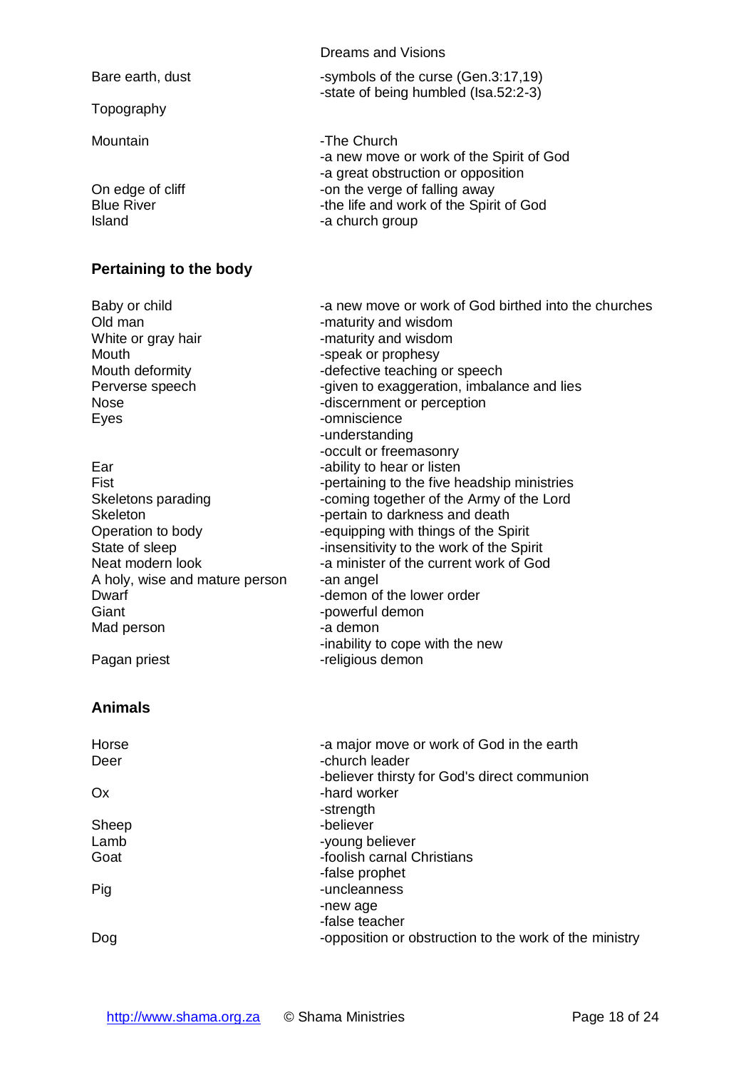| | Dreams and Visions |
|---|---|
| Bare earth, dust | -symbols of the curse (Gen.3:17,19)<br>-state of being humbled (Isa.52:2-3) |
| Topography | |
| Mountain | -The Church<br>-a new move or work of the Spirit of God<br>-a great obstruction or opposition |
| On edge of cliff | -on the verge of falling away |
| Blue River | -the life and work of the Spirit of God |
| Island | -a church group |

**Pertaining to the body**

| | |
|---|---|
| Baby or child | -a new move or work of God birthed into the churches |
| Old man | -maturity and wisdom |
| White or gray hair | -maturity and wisdom |
| Mouth | -speak or prophesy |
| Mouth deformity | -defective teaching or speech |
| Perverse speech | -given to exaggeration, imbalance and lies |
| Nose | -discernment or perception |
| Eyes | -omniscience<br>-understanding<br>-occult or freemasonry |
| Ear | -ability to hear or listen |
| Fist | -pertaining to the five headship ministries |
| Skeletons parading | -coming together of the Army of the Lord |
| Skeleton | -pertain to darkness and death |
| Operation to body | -equipping with things of the Spirit |
| State of sleep | -insensitivity to the work of the Spirit |
| Neat modern look | -a minister of the current work of God |
| A holy, wise and mature person | -an angel |
| Dwarf | -demon of the lower order |
| Giant | -powerful demon |
| Mad person | -a demon<br>-inability to cope with the new |
| Pagan priest | -religious demon |

**Animals**

| | |
|---|---|
| Horse | -a major move or work of God in the earth |
| Deer | -church leader<br>-believer thirsty for God's direct communion |
| Ox | -hard worker<br>-strength |
| Sheep | -believer |
| Lamb | -young believer |
| Goat | -foolish carnal Christians<br>-false prophet |
| Pig | -uncleanness<br>-new age<br>-false teacher |
| Dog | -opposition or obstruction to the work of the ministry |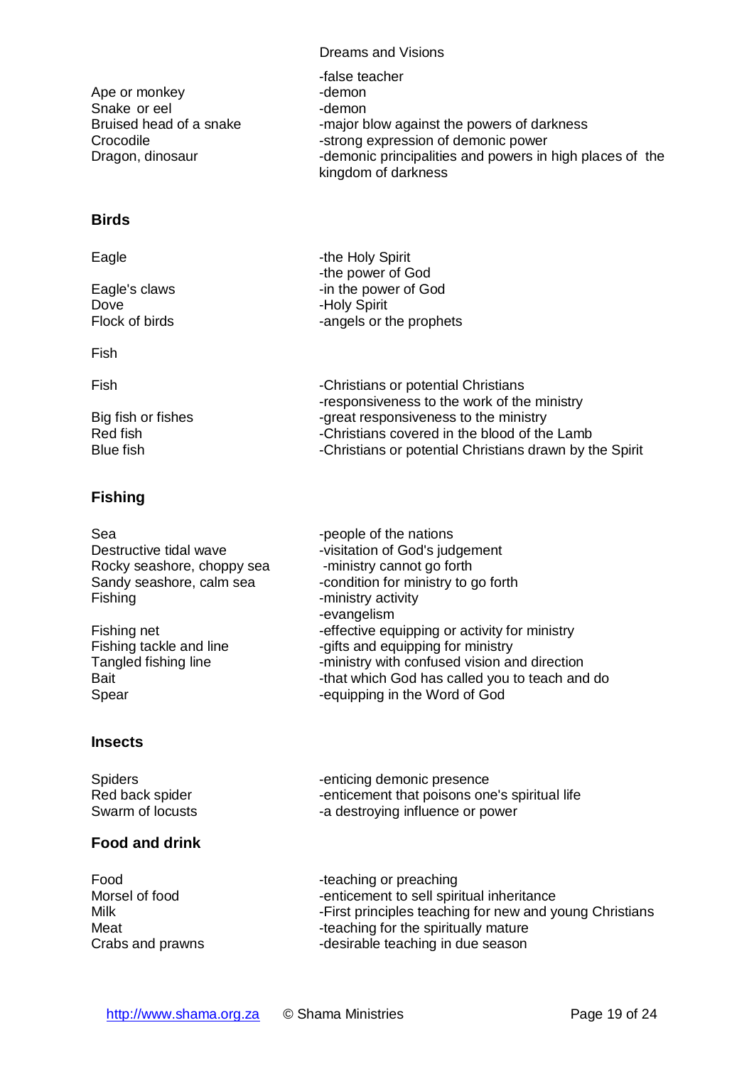Dreams and Visions

| | |
|---|---|
| | -false teacher |
| Ape or monkey | -demon |
| Snake or eel | -demon |
| Bruised head of a snake | -major blow against the powers of darkness |
| Crocodile | -strong expression of demonic power |
| Dragon, dinosaur | -demonic principalities and powers in high places of the kingdom of darkness |

**Birds**

| | |
|---|---|
| Eagle | -the Holy Spirit<br>-the power of God |
| Eagle's claws | -in the power of God |
| Dove | -Holy Spirit |
| Flock of birds | -angels or the prophets |

Fish

| | |
|---|---|
| Fish | -Christians or potential Christians<br>-responsiveness to the work of the ministry |
| Big fish or fishes | -great responsiveness to the ministry |
| Red fish | -Christians covered in the blood of the Lamb |
| Blue fish | -Christians or potential Christians drawn by the Spirit |

**Fishing**

| | |
|---|---|
| Sea | -people of the nations |
| Destructive tidal wave | -visitation of God's judgement |
| Rocky seashore, choppy sea | -ministry cannot go forth |
| Sandy seashore, calm sea | -condition for ministry to go forth |
| Fishing | -ministry activity<br>-evangelism |
| Fishing net | -effective equipping or activity for ministry |
| Fishing tackle and line | -gifts and equipping for ministry |
| Tangled fishing line | -ministry with confused vision and direction |
| Bait | -that which God has called you to teach and do |
| Spear | -equipping in the Word of God |

**Insects**

| | |
|---|---|
| Spiders | -enticing demonic presence |
| Red back spider | -enticement that poisons one's spiritual life |
| Swarm of locusts | -a destroying influence or power |

**Food and drink**

| | |
|---|---|
| Food | -teaching or preaching |
| Morsel of food | -enticement to sell spiritual inheritance |
| Milk | -First principles teaching for new and young Christians |
| Meat | -teaching for the spiritually mature |
| Crabs and prawns | -desirable teaching in due season |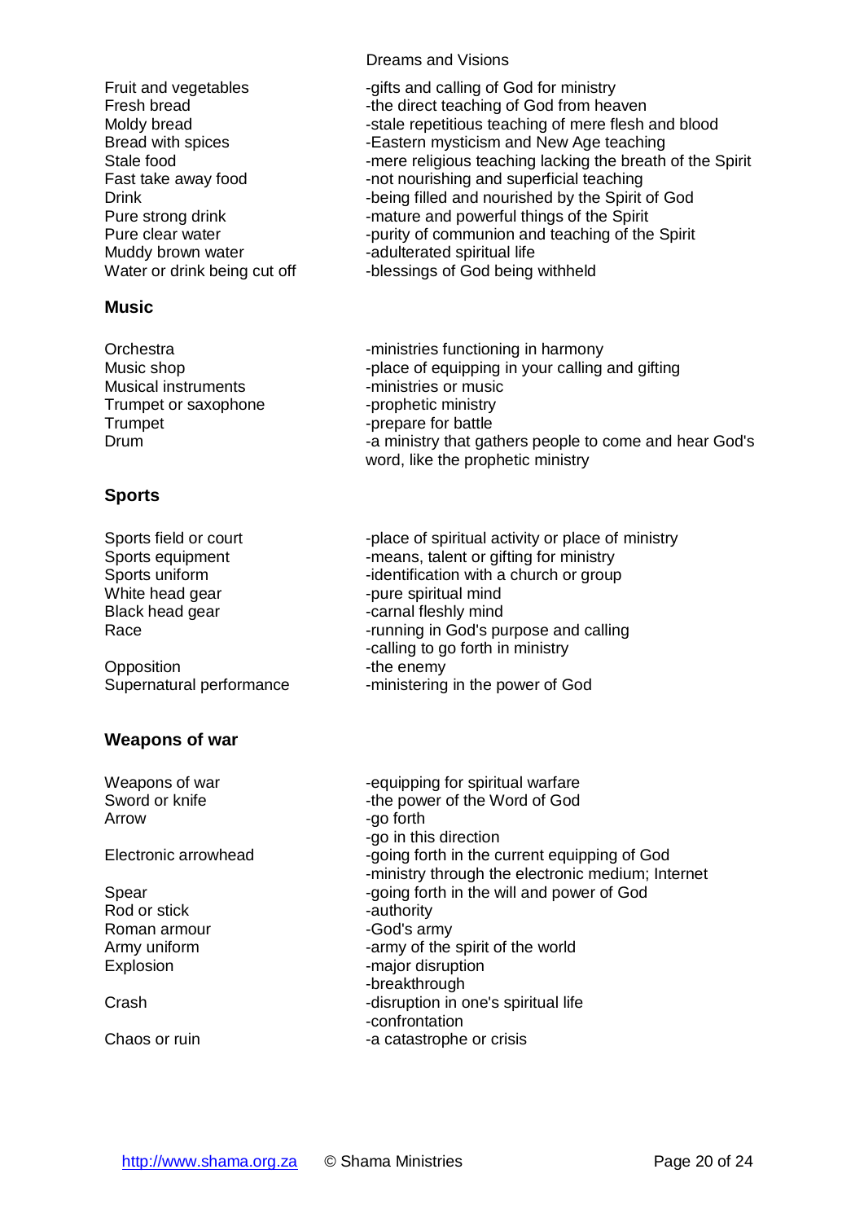| | |
|---|---|
| Fruit and vegetables | -gifts and calling of God for ministry |
| Fresh bread | -the direct teaching of God from heaven |
| Moldy bread | -stale repetitious teaching of mere flesh and blood |
| Bread with spices | -Eastern mysticism and New Age teaching |
| Stale food | -mere religious teaching lacking the breath of the Spirit |
| Fast take away food | -not nourishing and superficial teaching |
| Drink | -being filled and nourished by the Spirit of God |
| Pure strong drink | -mature and powerful things of the Spirit |
| Pure clear water | -purity of communion and teaching of the Spirit |
| Muddy brown water | -adulterated spiritual life |
| Water or drink being cut off | -blessings of God being withheld |

## Music

| | |
|---|---|
| Orchestra | -ministries functioning in harmony |
| Music shop | -place of equipping in your calling and gifting |
| Musical instruments | -ministries or music |
| Trumpet or saxophone | -prophetic ministry |
| Trumpet | -prepare for battle |
| Drum | -a ministry that gathers people to come and hear God's word, like the prophetic ministry |

## Sports

| | |
|---|---|
| Sports field or court | -place of spiritual activity or place of ministry |
| Sports equipment | -means, talent or gifting for ministry |
| Sports uniform | -identification with a church or group |
| White head gear | -pure spiritual mind |
| Black head gear | -carnal fleshly mind |
| Race | -running in God's purpose and calling<br>-calling to go forth in ministry |
| Opposition | -the enemy |
| Supernatural performance | -ministering in the power of God |

## Weapons of war

| | |
|---|---|
| Weapons of war | -equipping for spiritual warfare |
| Sword or knife | -the power of the Word of God |
| Arrow | -go forth<br>-go in this direction |
| Electronic arrowhead | -going forth in the current equipping of God<br>-ministry through the electronic medium; Internet |
| Spear | -going forth in the will and power of God |
| Rod or stick | -authority |
| Roman armour | -God's army |
| Army uniform | -army of the spirit of the world |
| Explosion | -major disruption<br>-breakthrough |
| Crash | -disruption in one's spiritual life<br>-confrontation |
| Chaos or ruin | -a catastrophe or crisis |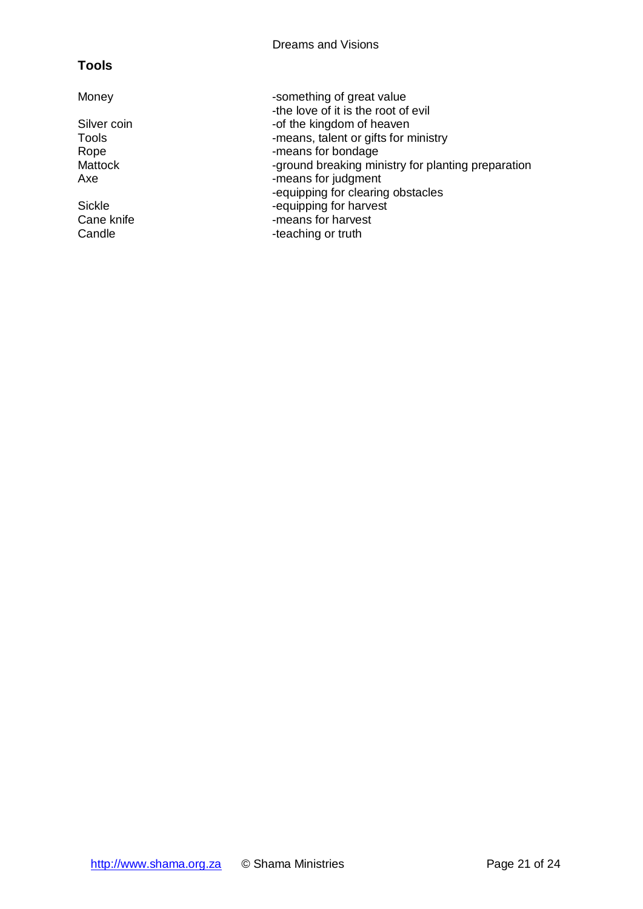**Tools**

| | |
|---|---|
| Money | -something of great value |
| | -the love of it is the root of evil |
| Silver coin | -of the kingdom of heaven |
| Tools | -means, talent or gifts for ministry |
| Rope | -means for bondage |
| Mattock | -ground breaking ministry for planting preparation |
| Axe | -means for judgment |
| | -equipping for clearing obstacles |
| Sickle | -equipping for harvest |
| Cane knife | -means for harvest |
| Candle | -teaching or truth |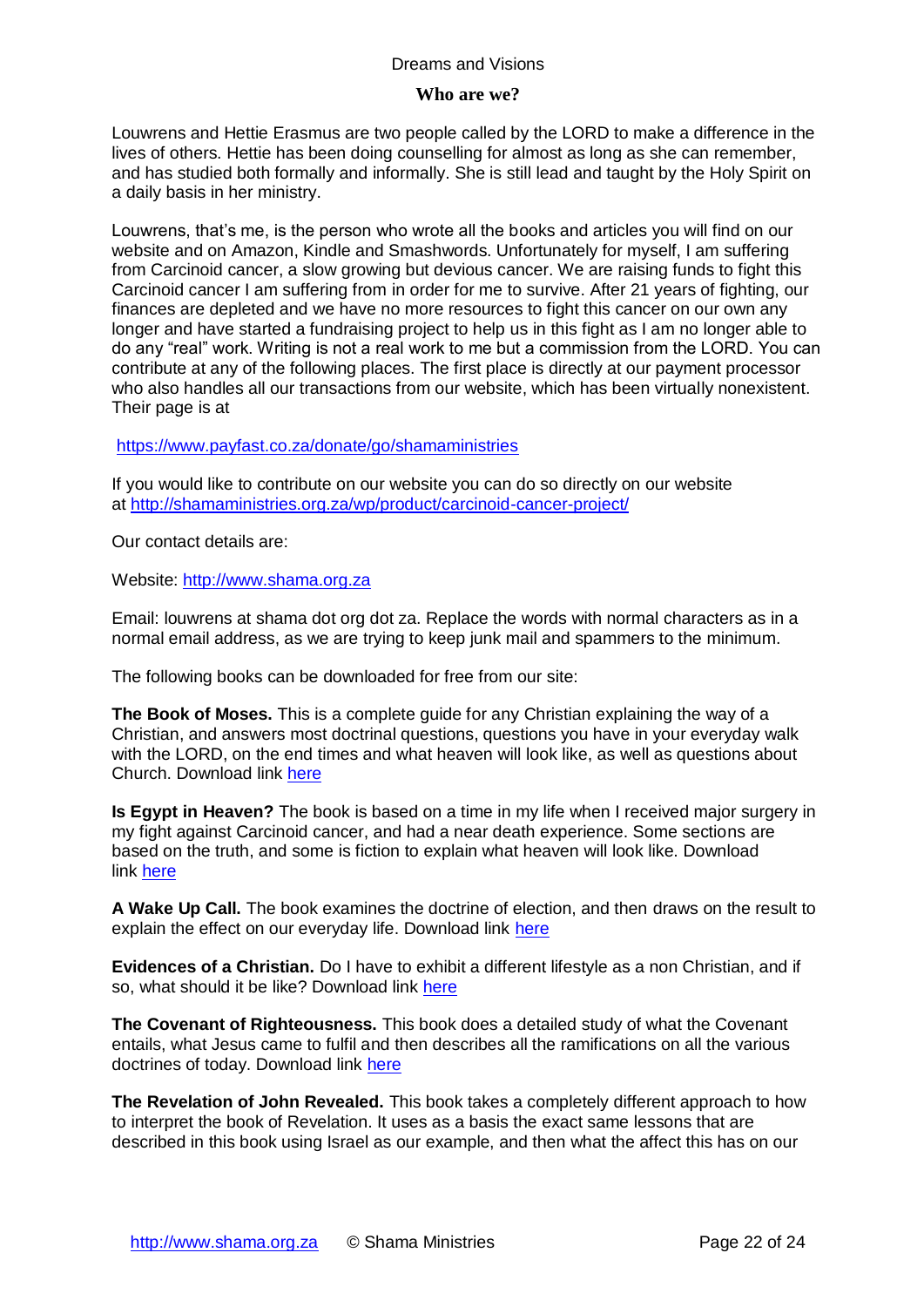## Who are we?

Louwrens and Hettie Erasmus are two people called by the LORD to make a difference in the lives of others. Hettie has been doing counselling for almost as long as she can remember, and has studied both formally and informally. She is still lead and taught by the Holy Spirit on a daily basis in her ministry.

Louwrens, that's me, is the person who wrote all the books and articles you will find on our website and on Amazon, Kindle and Smashwords. Unfortunately for myself, I am suffering from Carcinoid cancer, a slow growing but devious cancer. We are raising funds to fight this Carcinoid cancer I am suffering from in order for me to survive. After 21 years of fighting, our finances are depleted and we have no more resources to fight this cancer on our own any longer and have started a fundraising project to help us in this fight as I am no longer able to do any "real" work. Writing is not a real work to me but a commission from the LORD. You can contribute at any of the following places. The first place is directly at our payment processor who also handles all our transactions from our website, which has been virtually nonexistent. Their page is at

https://www.payfast.co.za/donate/go/shamaministries

If you would like to contribute on our website you can do so directly on our website at http://shamaministries.org.za/wp/product/carcinoid-cancer-project/

Our contact details are:

Website: http://www.shama.org.za

Email: louwrens at shama dot org dot za. Replace the words with normal characters as in a normal email address, as we are trying to keep junk mail and spammers to the minimum.

The following books can be downloaded for free from our site:

**The Book of Moses.** This is a complete guide for any Christian explaining the way of a Christian, and answers most doctrinal questions, questions you have in your everyday walk with the LORD, on the end times and what heaven will look like, as well as questions about Church. Download link here

**Is Egypt in Heaven?** The book is based on a time in my life when I received major surgery in my fight against Carcinoid cancer, and had a near death experience. Some sections are based on the truth, and some is fiction to explain what heaven will look like. Download link here

**A Wake Up Call.** The book examines the doctrine of election, and then draws on the result to explain the effect on our everyday life. Download link here

**Evidences of a Christian.** Do I have to exhibit a different lifestyle as a non Christian, and if so, what should it be like? Download link here

**The Covenant of Righteousness.** This book does a detailed study of what the Covenant entails, what Jesus came to fulfil and then describes all the ramifications on all the various doctrines of today. Download link here

**The Revelation of John Revealed.** This book takes a completely different approach to how to interpret the book of Revelation. It uses as a basis the exact same lessons that are described in this book using Israel as our example, and then what the affect this has on our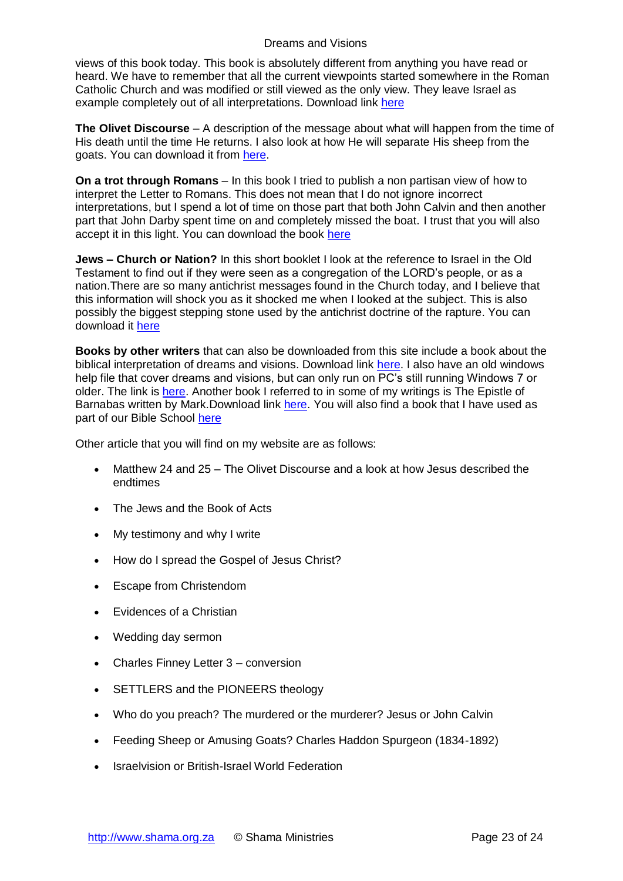views of this book today. This book is absolutely different from anything you have read or heard. We have to remember that all the current viewpoints started somewhere in the Roman Catholic Church and was modified or still viewed as the only view. They leave Israel as example completely out of all interpretations. Download link here

**The Olivet Discourse** – A description of the message about what will happen from the time of His death until the time He returns. I also look at how He will separate His sheep from the goats. You can download it from here.

**On a trot through Romans** – In this book I tried to publish a non partisan view of how to interpret the Letter to Romans. This does not mean that I do not ignore incorrect interpretations, but I spend a lot of time on those part that both John Calvin and then another part that John Darby spent time on and completely missed the boat. I trust that you will also accept it in this light. You can download the book here

**Jews – Church or Nation?** In this short booklet I look at the reference to Israel in the Old Testament to find out if they were seen as a congregation of the LORD's people, or as a nation.There are so many antichrist messages found in the Church today, and I believe that this information will shock you as it shocked me when I looked at the subject. This is also possibly the biggest stepping stone used by the antichrist doctrine of the rapture. You can download it here

**Books by other writers** that can also be downloaded from this site include a book about the biblical interpretation of dreams and visions. Download link here. I also have an old windows help file that cover dreams and visions, but can only run on PC's still running Windows 7 or older. The link is here. Another book I referred to in some of my writings is The Epistle of Barnabas written by Mark.Download link here. You will also find a book that I have used as part of our Bible School here

Other article that you will find on my website are as follows:

- Matthew 24 and 25 – The Olivet Discourse and a look at how Jesus described the endtimes
- The Jews and the Book of Acts
- My testimony and why I write
- How do I spread the Gospel of Jesus Christ?
- Escape from Christendom
- Evidences of a Christian
- Wedding day sermon
- Charles Finney Letter 3 – conversion
- SETTLERS and the PIONEERS theology
- Who do you preach? The murdered or the murderer? Jesus or John Calvin
- Feeding Sheep or Amusing Goats? Charles Haddon Spurgeon (1834-1892)
- Israelvision or British-Israel World Federation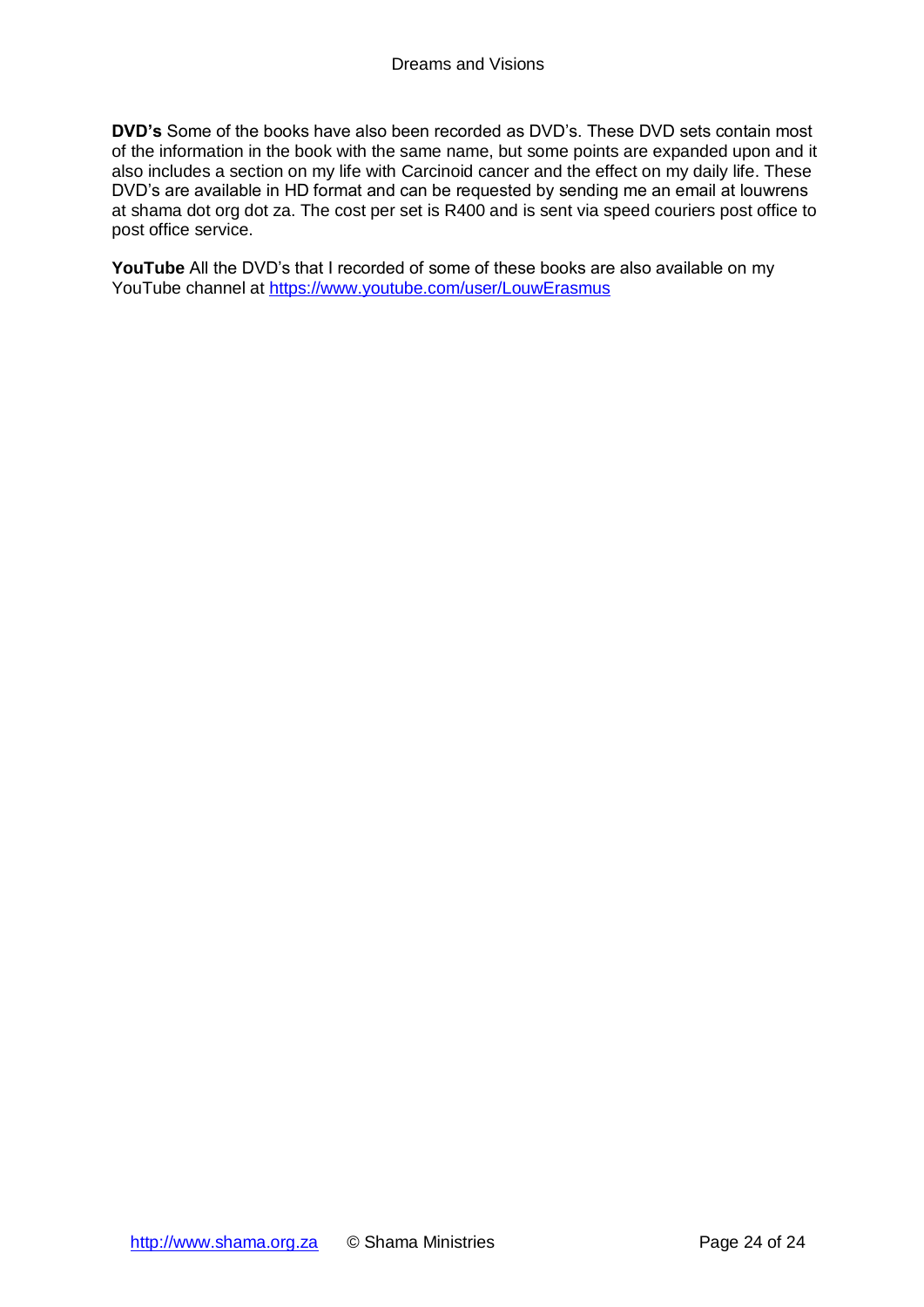**DVD's** Some of the books have also been recorded as DVD's. These DVD sets contain most of the information in the book with the same name, but some points are expanded upon and it also includes a section on my life with Carcinoid cancer and the effect on my daily life. These DVD's are available in HD format and can be requested by sending me an email at louwrens at shama dot org dot za. The cost per set is R400 and is sent via speed couriers post office to post office service.

**YouTube** All the DVD's that I recorded of some of these books are also available on my YouTube channel at [https://www.youtube.com/user/LouwErasmus](https://www.youtube.com/user/LouwErasmus)